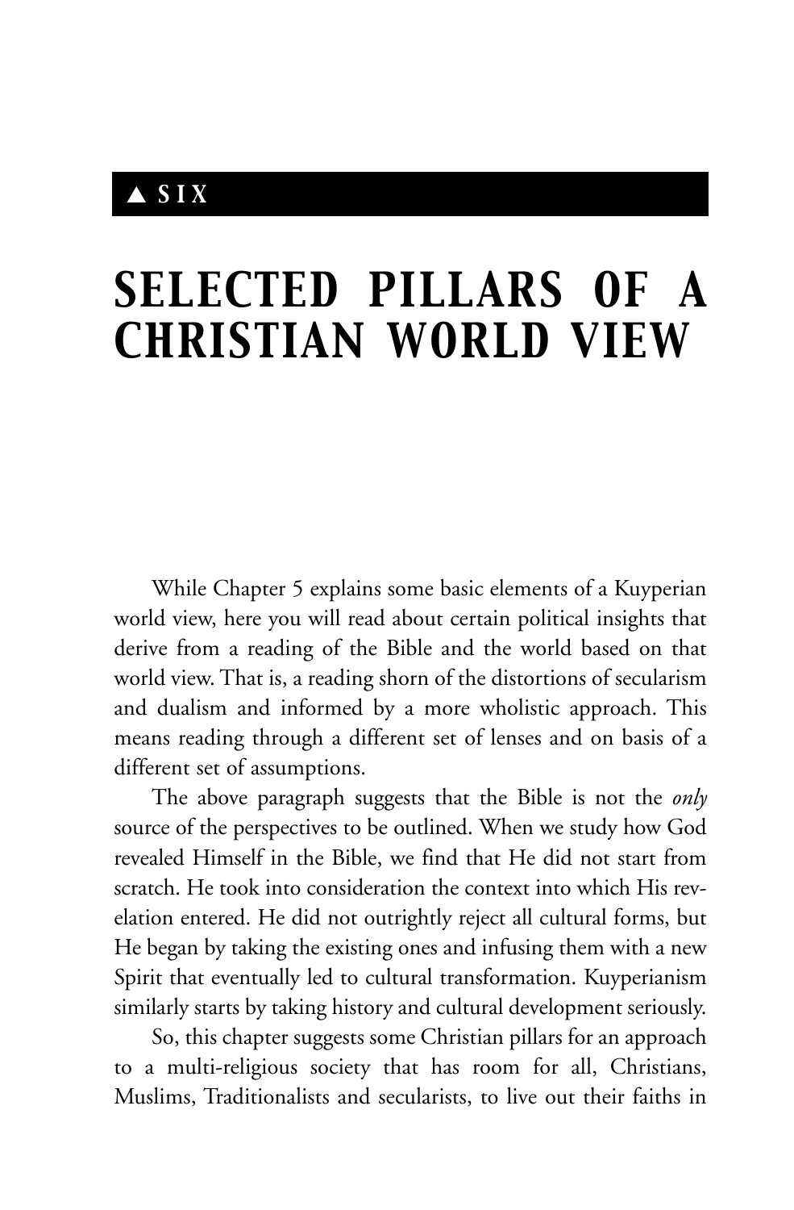▲ SIX

# SELECTED PILLARS OF A CHRISTIAN WORLD VIEW

While Chapter 5 explains some basic elements of a Kuyperian world view, here you will read about certain political insights that derive from a reading of the Bible and the world based on that world view. That is, a reading shorn of the distortions of secularism and dualism and informed by a more wholistic approach. This means reading through a different set of lenses and on basis of a different set of assumptions.

The above paragraph suggests that the Bible is not the *only* source of the perspectives to be outlined. When we study how God revealed Himself in the Bible, we find that He did not start from scratch. He took into consideration the context into which His revelation entered. He did not outrightly reject all cultural forms, but He began by taking the existing ones and infusing them with a new Spirit that eventually led to cultural transformation. Kuyperianism similarly starts by taking history and cultural development seriously.

So, this chapter suggests some Christian pillars for an approach to a multi-religious society that has room for all, Christians, Muslims, Traditionalists and secularists, to live out their faiths in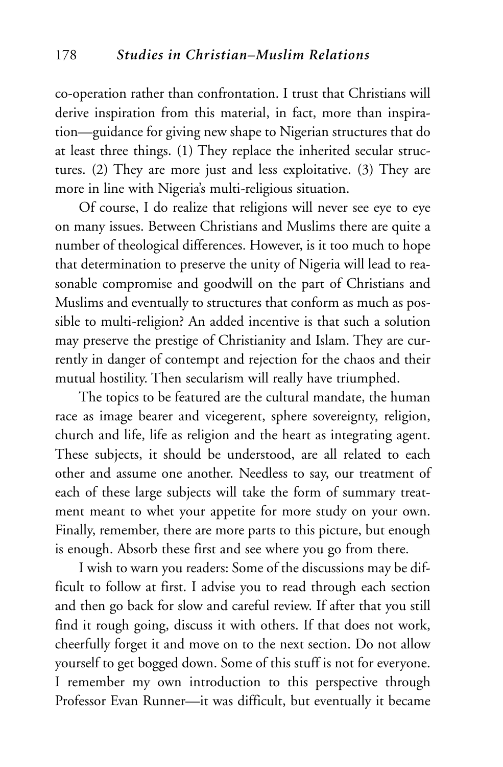co-operation rather than confrontation. I trust that Christians will derive inspiration from this material, in fact, more than inspiration—guidance for giving new shape to Nigerian structures that do at least three things. (1) They replace the inherited secular structures. (2) They are more just and less exploitative. (3) They are more in line with Nigeria's multi-religious situation.

Of course, I do realize that religions will never see eye to eye on many issues. Between Christians and Muslims there are quite a number of theological differences. However, is it too much to hope that determination to preserve the unity of Nigeria will lead to reasonable compromise and goodwill on the part of Christians and Muslims and eventually to structures that conform as much as possible to multi-religion? An added incentive is that such a solution may preserve the prestige of Christianity and Islam. They are currently in danger of contempt and rejection for the chaos and their mutual hostility. Then secularism will really have triumphed.

The topics to be featured are the cultural mandate, the human race as image bearer and vicegerent, sphere sovereignty, religion, church and life, life as religion and the heart as integrating agent. These subjects, it should be understood, are all related to each other and assume one another. Needless to say, our treatment of each of these large subjects will take the form of summary treatment meant to whet your appetite for more study on your own. Finally, remember, there are more parts to this picture, but enough is enough. Absorb these first and see where you go from there.

I wish to warn you readers: Some of the discussions may be difficult to follow at first. I advise you to read through each section and then go back for slow and careful review. If after that you still find it rough going, discuss it with others. If that does not work, cheerfully forget it and move on to the next section. Do not allow yourself to get bogged down. Some of this stuff is not for everyone. I remember my own introduction to this perspective through Professor Evan Runner—it was difficult, but eventually it became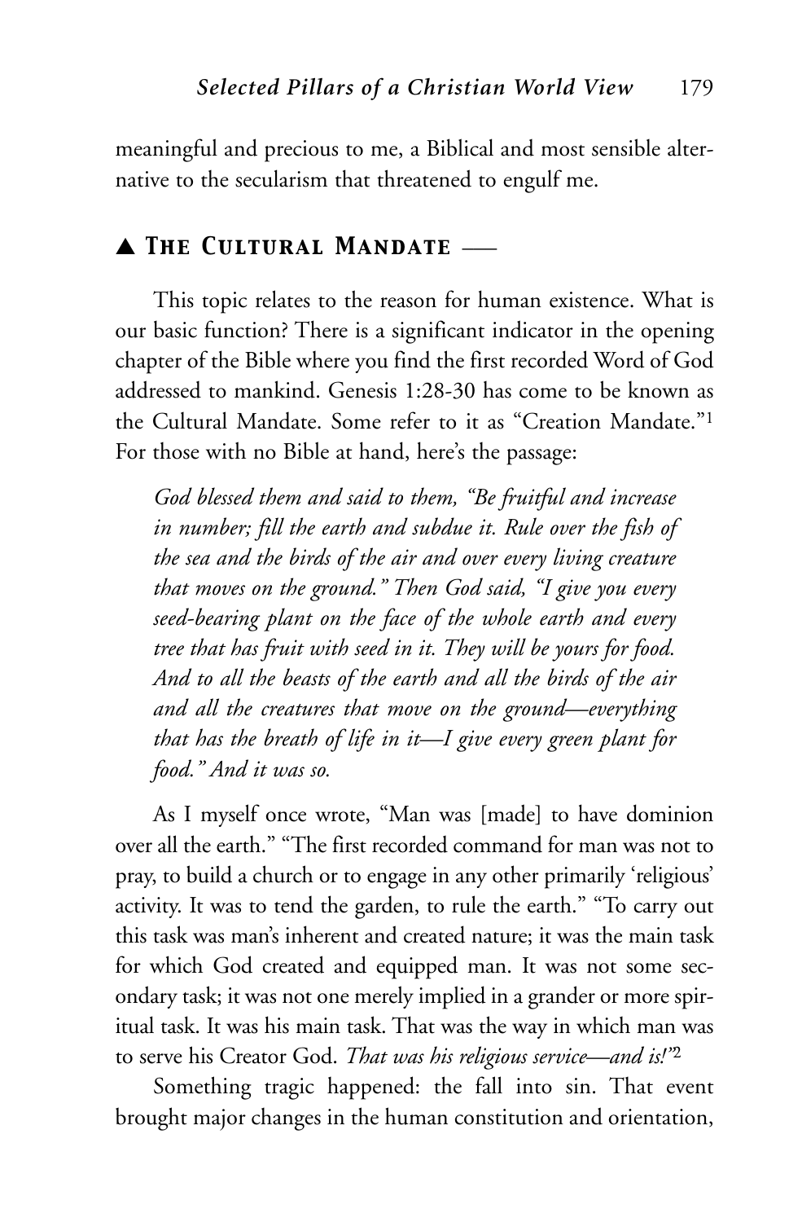meaningful and precious to me, a Biblical and most sensible alternative to the secularism that threatened to engulf me.

## ▲ *The Cultural Mandate* —

This topic relates to the reason for human existence. What is our basic function? There is a significant indicator in the opening chapter of the Bible where you find the first recorded Word of God addressed to mankind. Genesis 1:28-30 has come to be known as the Cultural Mandate. Some refer to it as "Creation Mandate."[1] For those with no Bible at hand, here's the passage:

> *God blessed them and said to them, "Be fruitful and increase in number; fill the earth and subdue it. Rule over the fish of the sea and the birds of the air and over every living creature that moves on the ground." Then God said, "I give you every seed-bearing plant on the face of the whole earth and every tree that has fruit with seed in it. They will be yours for food. And to all the beasts of the earth and all the birds of the air and all the creatures that move on the ground—everything that has the breath of life in it—I give every green plant for food." And it was so.*

As I myself once wrote, "Man was [made] to have dominion over all the earth." "The first recorded command for man was not to pray, to build a church or to engage in any other primarily 'religious' activity. It was to tend the garden, to rule the earth." "To carry out this task was man's inherent and created nature; it was the main task for which God created and equipped man. It was not some secondary task; it was not one merely implied in a grander or more spiritual task. It was his main task. That was the way in which man was to serve his Creator God. *That was his religious service—and is!*"[2]

Something tragic happened: the fall into sin. That event brought major changes in the human constitution and orientation,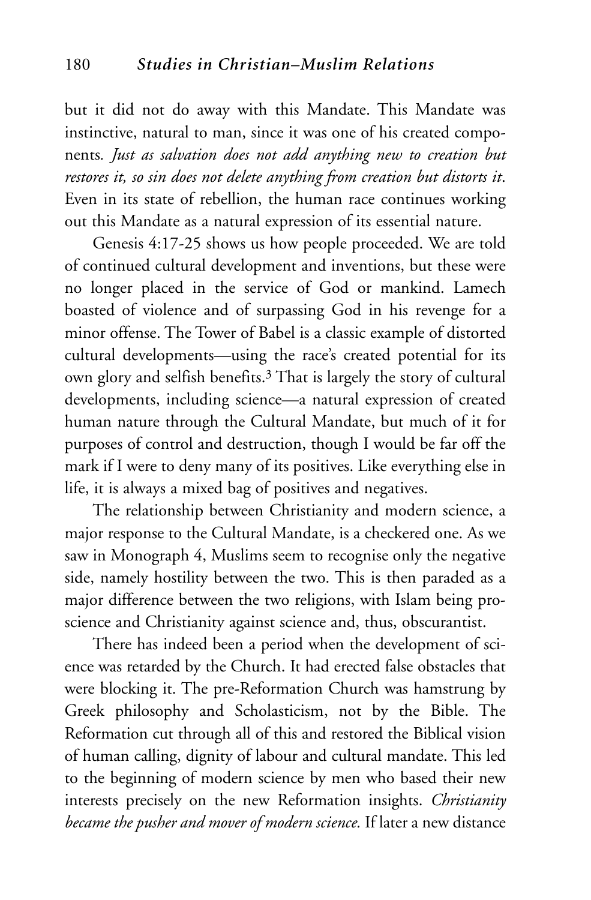but it did not do away with this Mandate. This Mandate was instinctive, natural to man, since it was one of his created components. *Just as salvation does not add anything new to creation but restores it, so sin does not delete anything from creation but distorts it*. Even in its state of rebellion, the human race continues working out this Mandate as a natural expression of its essential nature.

Genesis 4:17-25 shows us how people proceeded. We are told of continued cultural development and inventions, but these were no longer placed in the service of God or mankind. Lamech boasted of violence and of surpassing God in his revenge for a minor offense. The Tower of Babel is a classic example of distorted cultural developments—using the race's created potential for its own glory and selfish benefits.[3] That is largely the story of cultural developments, including science—a natural expression of created human nature through the Cultural Mandate, but much of it for purposes of control and destruction, though I would be far off the mark if I were to deny many of its positives. Like everything else in life, it is always a mixed bag of positives and negatives.

The relationship between Christianity and modern science, a major response to the Cultural Mandate, is a checkered one. As we saw in Monograph 4, Muslims seem to recognise only the negative side, namely hostility between the two. This is then paraded as a major difference between the two religions, with Islam being pro-science and Christianity against science and, thus, obscurantist.

There has indeed been a period when the development of science was retarded by the Church. It had erected false obstacles that were blocking it. The pre-Reformation Church was hamstrung by Greek philosophy and Scholasticism, not by the Bible. The Reformation cut through all of this and restored the Biblical vision of human calling, dignity of labour and cultural mandate. This led to the beginning of modern science by men who based their new interests precisely on the new Reformation insights. *Christianity became the pusher and mover of modern science.* If later a new distance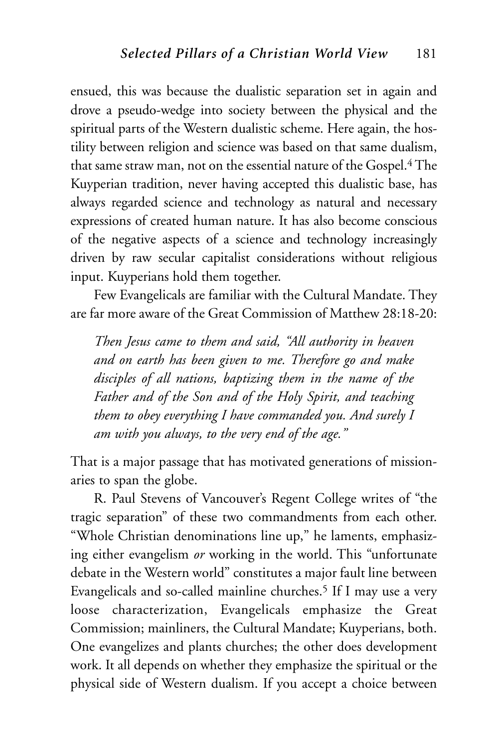ensued, this was because the dualistic separation set in again and drove a pseudo-wedge into society between the physical and the spiritual parts of the Western dualistic scheme. Here again, the hostility between religion and science was based on that same dualism, that same straw man, not on the essential nature of the Gospel.[4] The Kuyperian tradition, never having accepted this dualistic base, has always regarded science and technology as natural and necessary expressions of created human nature. It has also become conscious of the negative aspects of a science and technology increasingly driven by raw secular capitalist considerations without religious input. Kuyperians hold them together.

Few Evangelicals are familiar with the Cultural Mandate. They are far more aware of the Great Commission of Matthew 28:18-20:

> *Then Jesus came to them and said, "All authority in heaven and on earth has been given to me. Therefore go and make disciples of all nations, baptizing them in the name of the Father and of the Son and of the Holy Spirit, and teaching them to obey everything I have commanded you. And surely I am with you always, to the very end of the age."*

That is a major passage that has motivated generations of missionaries to span the globe.

R. Paul Stevens of Vancouver's Regent College writes of "the tragic separation" of these two commandments from each other. "Whole Christian denominations line up," he laments, emphasizing either evangelism *or* working in the world. This "unfortunate debate in the Western world" constitutes a major fault line between Evangelicals and so-called mainline churches.[5] If I may use a very loose characterization, Evangelicals emphasize the Great Commission; mainliners, the Cultural Mandate; Kuyperians, both. One evangelizes and plants churches; the other does development work. It all depends on whether they emphasize the spiritual or the physical side of Western dualism. If you accept a choice between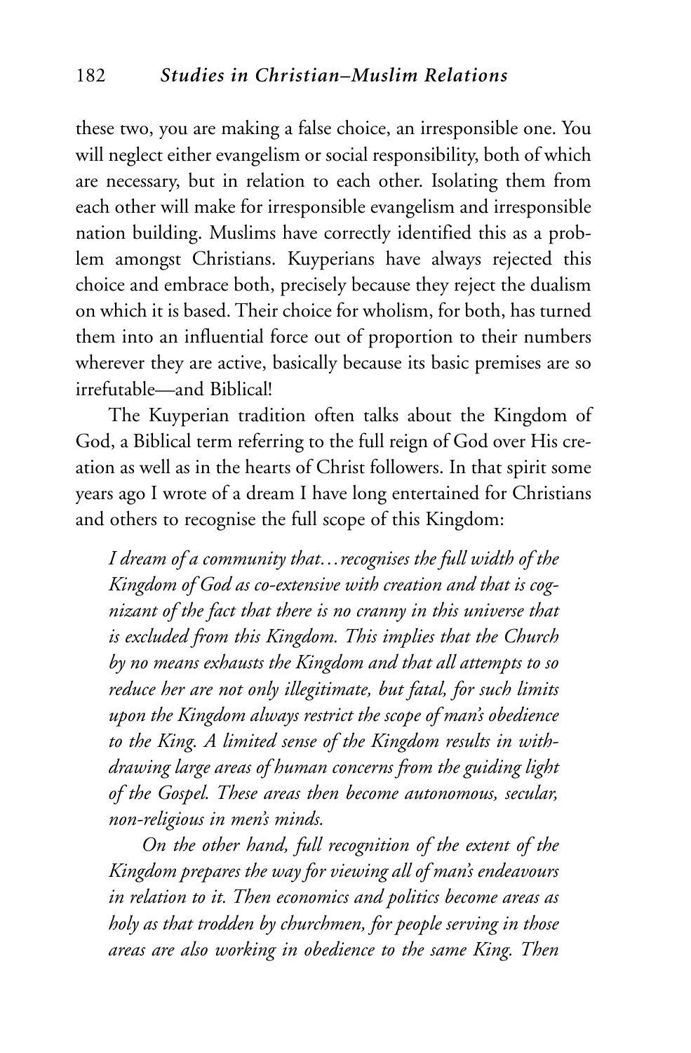these two, you are making a false choice, an irresponsible one. You will neglect either evangelism or social responsibility, both of which are necessary, but in relation to each other. Isolating them from each other will make for irresponsible evangelism and irresponsible nation building. Muslims have correctly identified this as a problem amongst Christians. Kuyperians have always rejected this choice and embrace both, precisely because they reject the dualism on which it is based. Their choice for wholism, for both, has turned them into an influential force out of proportion to their numbers wherever they are active, basically because its basic premises are so irrefutable—and Biblical!

The Kuyperian tradition often talks about the Kingdom of God, a Biblical term referring to the full reign of God over His creation as well as in the hearts of Christ followers. In that spirit some years ago I wrote of a dream I have long entertained for Christians and others to recognise the full scope of this Kingdom:

> *I dream of a community that…recognises the full width of the Kingdom of God as co-extensive with creation and that is cognizant of the fact that there is no cranny in this universe that is excluded from this Kingdom. This implies that the Church by no means exhausts the Kingdom and that all attempts to so reduce her are not only illegitimate, but fatal, for such limits upon the Kingdom always restrict the scope of man's obedience to the King. A limited sense of the Kingdom results in withdrawing large areas of human concerns from the guiding light of the Gospel. These areas then become autonomous, secular, non-religious in men's minds.*
>
> *On the other hand, full recognition of the extent of the Kingdom prepares the way for viewing all of man's endeavours in relation to it. Then economics and politics become areas as holy as that trodden by churchmen, for people serving in those areas are also working in obedience to the same King. Then*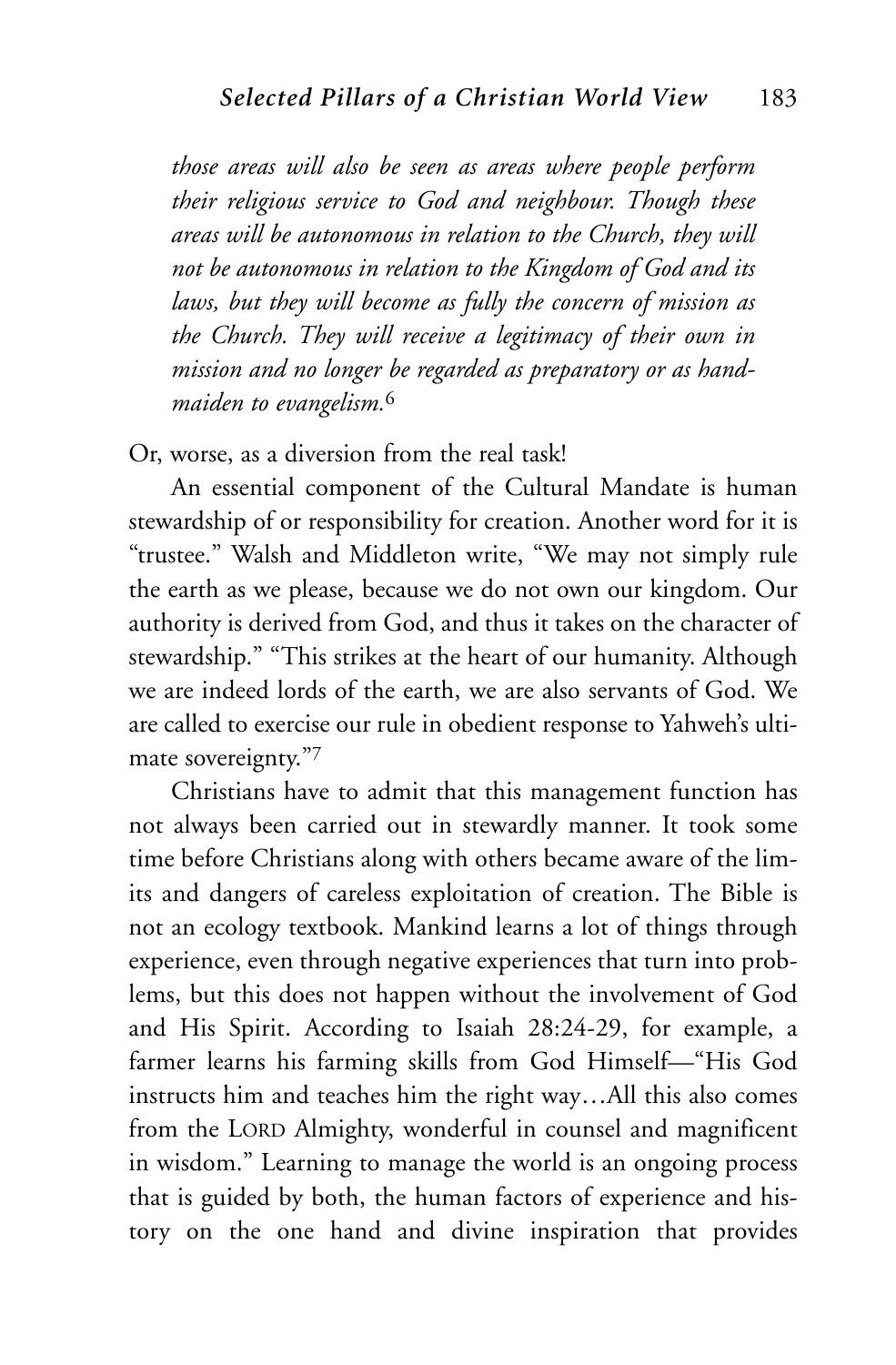*those areas will also be seen as areas where people perform their religious service to God and neighbour. Though these areas will be autonomous in relation to the Church, they will not be autonomous in relation to the Kingdom of God and its laws, but they will become as fully the concern of mission as the Church. They will receive a legitimacy of their own in mission and no longer be regarded as preparatory or as handmaiden to evangelism.*[6]

Or, worse, as a diversion from the real task!

An essential component of the Cultural Mandate is human stewardship of or responsibility for creation. Another word for it is "trustee." Walsh and Middleton write, "We may not simply rule the earth as we please, because we do not own our kingdom. Our authority is derived from God, and thus it takes on the character of stewardship." "This strikes at the heart of our humanity. Although we are indeed lords of the earth, we are also servants of God. We are called to exercise our rule in obedient response to Yahweh's ultimate sovereignty."[7]

Christians have to admit that this management function has not always been carried out in stewardly manner. It took some time before Christians along with others became aware of the limits and dangers of careless exploitation of creation. The Bible is not an ecology textbook. Mankind learns a lot of things through experience, even through negative experiences that turn into problems, but this does not happen without the involvement of God and His Spirit. According to Isaiah 28:24-29, for example, a farmer learns his farming skills from God Himself—"His God instructs him and teaches him the right way…All this also comes from the LORD Almighty, wonderful in counsel and magnificent in wisdom." Learning to manage the world is an ongoing process that is guided by both, the human factors of experience and history on the one hand and divine inspiration that provides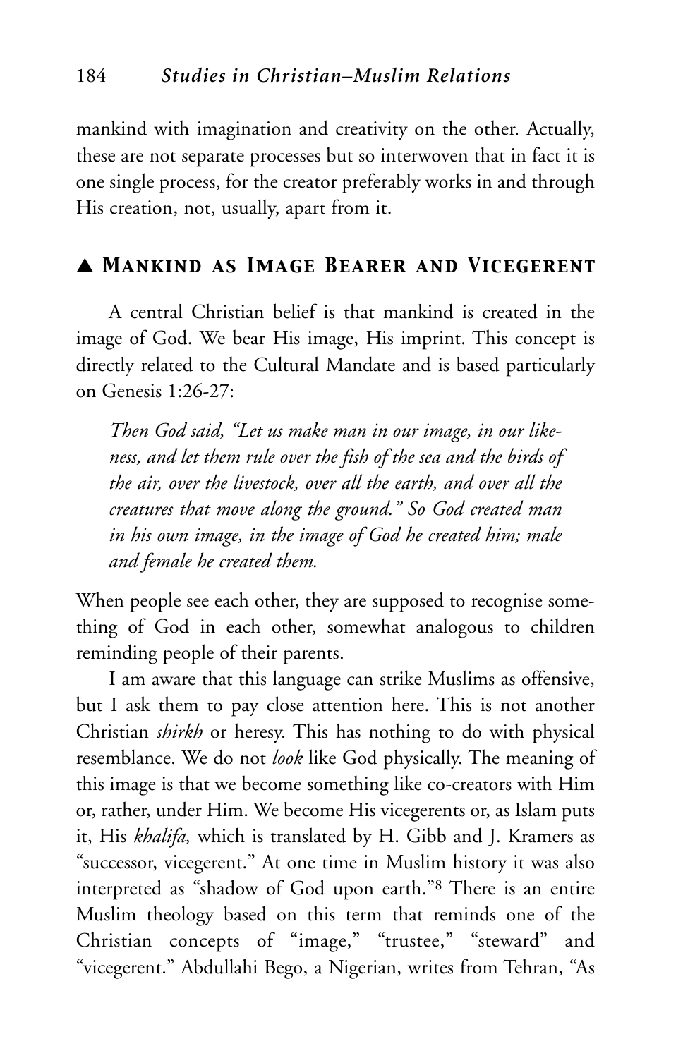mankind with imagination and creativity on the other. Actually, these are not separate processes but so interwoven that in fact it is one single process, for the creator preferably works in and through His creation, not, usually, apart from it.

## ▲ Mankind as Image Bearer and Vicegerent

A central Christian belief is that mankind is created in the image of God. We bear His image, His imprint. This concept is directly related to the Cultural Mandate and is based particularly on Genesis 1:26-27:

> *Then God said, "Let us make man in our image, in our likeness, and let them rule over the fish of the sea and the birds of the air, over the livestock, over all the earth, and over all the creatures that move along the ground." So God created man in his own image, in the image of God he created him; male and female he created them.*

When people see each other, they are supposed to recognise something of God in each other, somewhat analogous to children reminding people of their parents.

I am aware that this language can strike Muslims as offensive, but I ask them to pay close attention here. This is not another Christian *shirkh* or heresy. This has nothing to do with physical resemblance. We do not *look* like God physically. The meaning of this image is that we become something like co-creators with Him or, rather, under Him. We become His vicegerents or, as Islam puts it, His *khalifa,* which is translated by H. Gibb and J. Kramers as "successor, vicegerent." At one time in Muslim history it was also interpreted as "shadow of God upon earth."[8] There is an entire Muslim theology based on this term that reminds one of the Christian concepts of "image," "trustee," "steward" and "vicegerent." Abdullahi Bego, a Nigerian, writes from Tehran, "As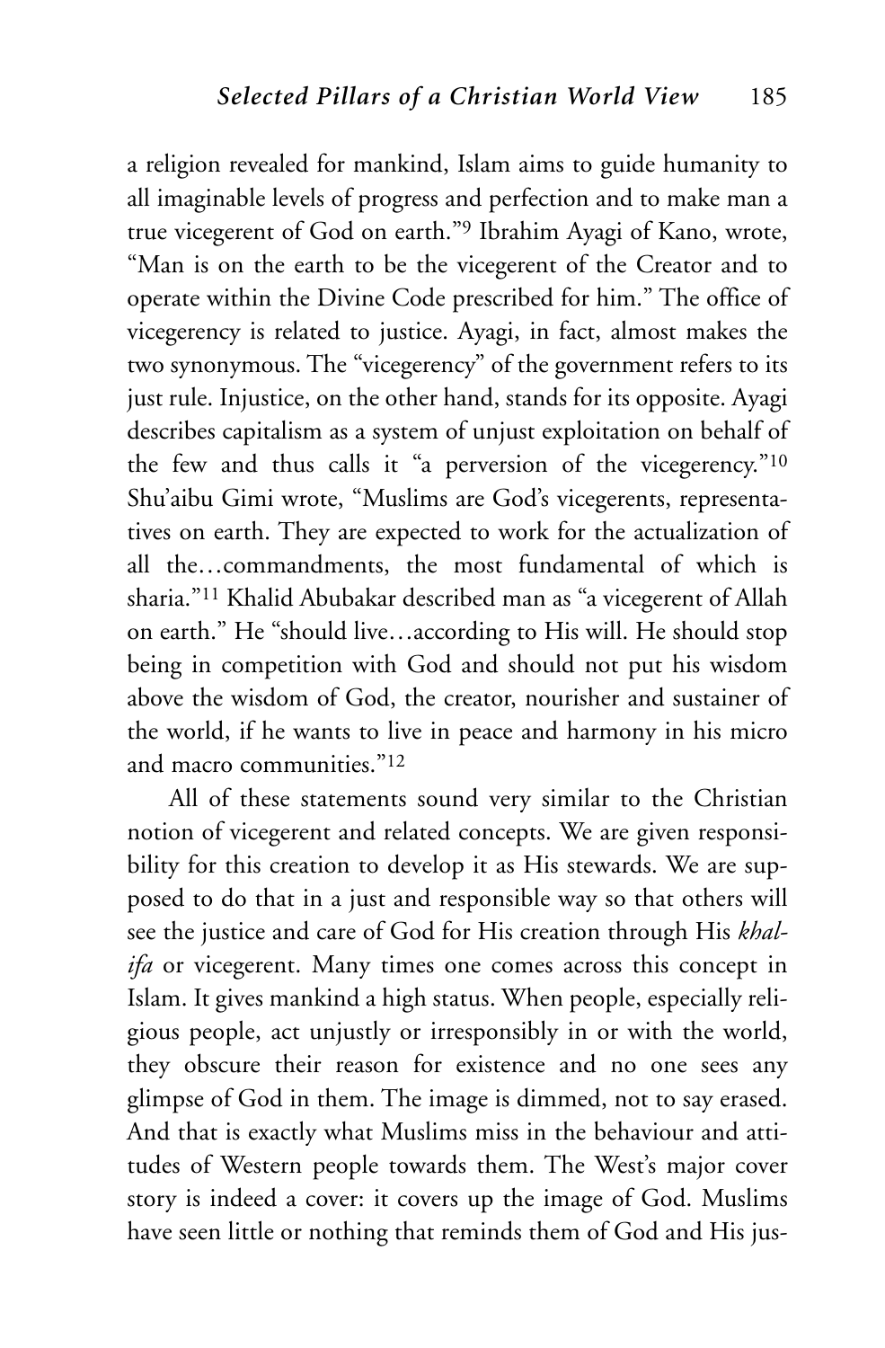a religion revealed for mankind, Islam aims to guide humanity to all imaginable levels of progress and perfection and to make man a true vicegerent of God on earth."[9] Ibrahim Ayagi of Kano, wrote, "Man is on the earth to be the vicegerent of the Creator and to operate within the Divine Code prescribed for him." The office of vicegerency is related to justice. Ayagi, in fact, almost makes the two synonymous. The "vicegerency" of the government refers to its just rule. Injustice, on the other hand, stands for its opposite. Ayagi describes capitalism as a system of unjust exploitation on behalf of the few and thus calls it "a perversion of the vicegerency."[10] Shu'aibu Gimi wrote, "Muslims are God's vicegerents, representatives on earth. They are expected to work for the actualization of all the…commandments, the most fundamental of which is sharia."[11] Khalid Abubakar described man as "a vicegerent of Allah on earth." He "should live…according to His will. He should stop being in competition with God and should not put his wisdom above the wisdom of God, the creator, nourisher and sustainer of the world, if he wants to live in peace and harmony in his micro and macro communities."[12]

All of these statements sound very similar to the Christian notion of vicegerent and related concepts. We are given responsibility for this creation to develop it as His stewards. We are supposed to do that in a just and responsible way so that others will see the justice and care of God for His creation through His *khalifa* or vicegerent. Many times one comes across this concept in Islam. It gives mankind a high status. When people, especially religious people, act unjustly or irresponsibly in or with the world, they obscure their reason for existence and no one sees any glimpse of God in them. The image is dimmed, not to say erased. And that is exactly what Muslims miss in the behaviour and attitudes of Western people towards them. The West's major cover story is indeed a cover: it covers up the image of God. Muslims have seen little or nothing that reminds them of God and His jus-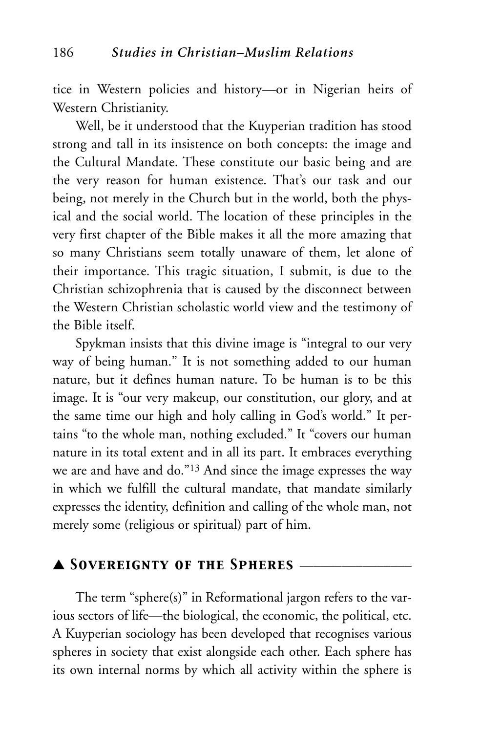tice in Western policies and history—or in Nigerian heirs of Western Christianity.

Well, be it understood that the Kuyperian tradition has stood strong and tall in its insistence on both concepts: the image and the Cultural Mandate. These constitute our basic being and are the very reason for human existence. That's our task and our being, not merely in the Church but in the world, both the physical and the social world. The location of these principles in the very first chapter of the Bible makes it all the more amazing that so many Christians seem totally unaware of them, let alone of their importance. This tragic situation, I submit, is due to the Christian schizophrenia that is caused by the disconnect between the Western Christian scholastic world view and the testimony of the Bible itself.

Spykman insists that this divine image is "integral to our very way of being human." It is not something added to our human nature, but it defines human nature. To be human is to be this image. It is "our very makeup, our constitution, our glory, and at the same time our high and holy calling in God's world." It pertains "to the whole man, nothing excluded." It "covers our human nature in its total extent and in all its part. It embraces everything we are and have and do."[13] And since the image expresses the way in which we fulfill the cultural mandate, that mandate similarly expresses the identity, definition and calling of the whole man, not merely some (religious or spiritual) part of him.

## ▲ Sovereignty of the Spheres

The term "sphere(s)" in Reformational jargon refers to the various sectors of life—the biological, the economic, the political, etc. A Kuyperian sociology has been developed that recognises various spheres in society that exist alongside each other. Each sphere has its own internal norms by which all activity within the sphere is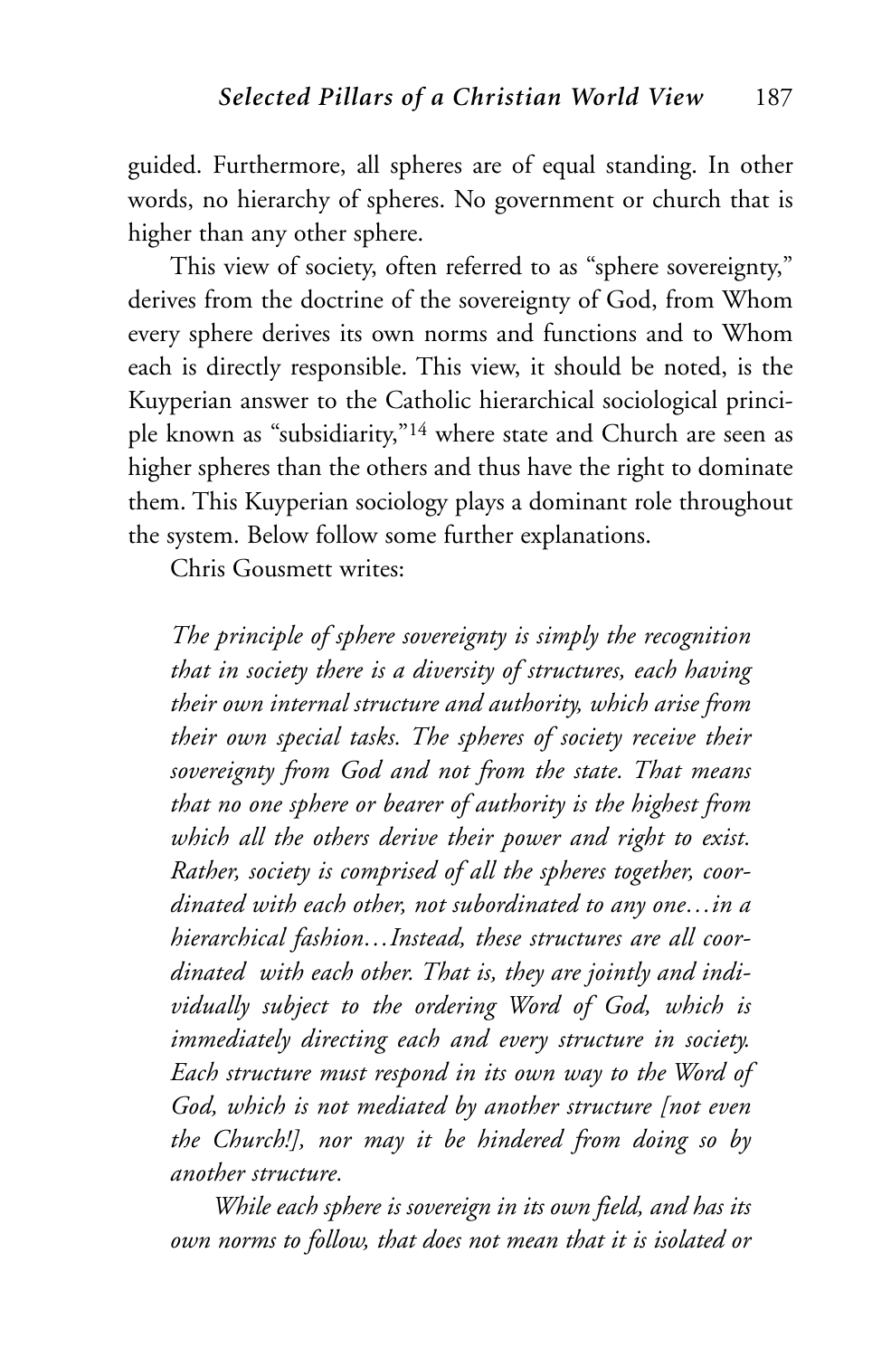guided. Furthermore, all spheres are of equal standing. In other words, no hierarchy of spheres. No government or church that is higher than any other sphere.

This view of society, often referred to as "sphere sovereignty," derives from the doctrine of the sovereignty of God, from Whom every sphere derives its own norms and functions and to Whom each is directly responsible. This view, it should be noted, is the Kuyperian answer to the Catholic hierarchical sociological principle known as "subsidiarity,"[14] where state and Church are seen as higher spheres than the others and thus have the right to dominate them. This Kuyperian sociology plays a dominant role throughout the system. Below follow some further explanations.

Chris Gousmett writes:

> *The principle of sphere sovereignty is simply the recognition that in society there is a diversity of structures, each having their own internal structure and authority, which arise from their own special tasks. The spheres of society receive their sovereignty from God and not from the state. That means that no one sphere or bearer of authority is the highest from which all the others derive their power and right to exist. Rather, society is comprised of all the spheres together, coordinated with each other, not subordinated to any one…in a hierarchical fashion…Instead, these structures are all coordinated with each other. That is, they are jointly and individually subject to the ordering Word of God, which is immediately directing each and every structure in society. Each structure must respond in its own way to the Word of God, which is not mediated by another structure [not even the Church!], nor may it be hindered from doing so by another structure.*
>
> *While each sphere is sovereign in its own field, and has its own norms to follow, that does not mean that it is isolated or*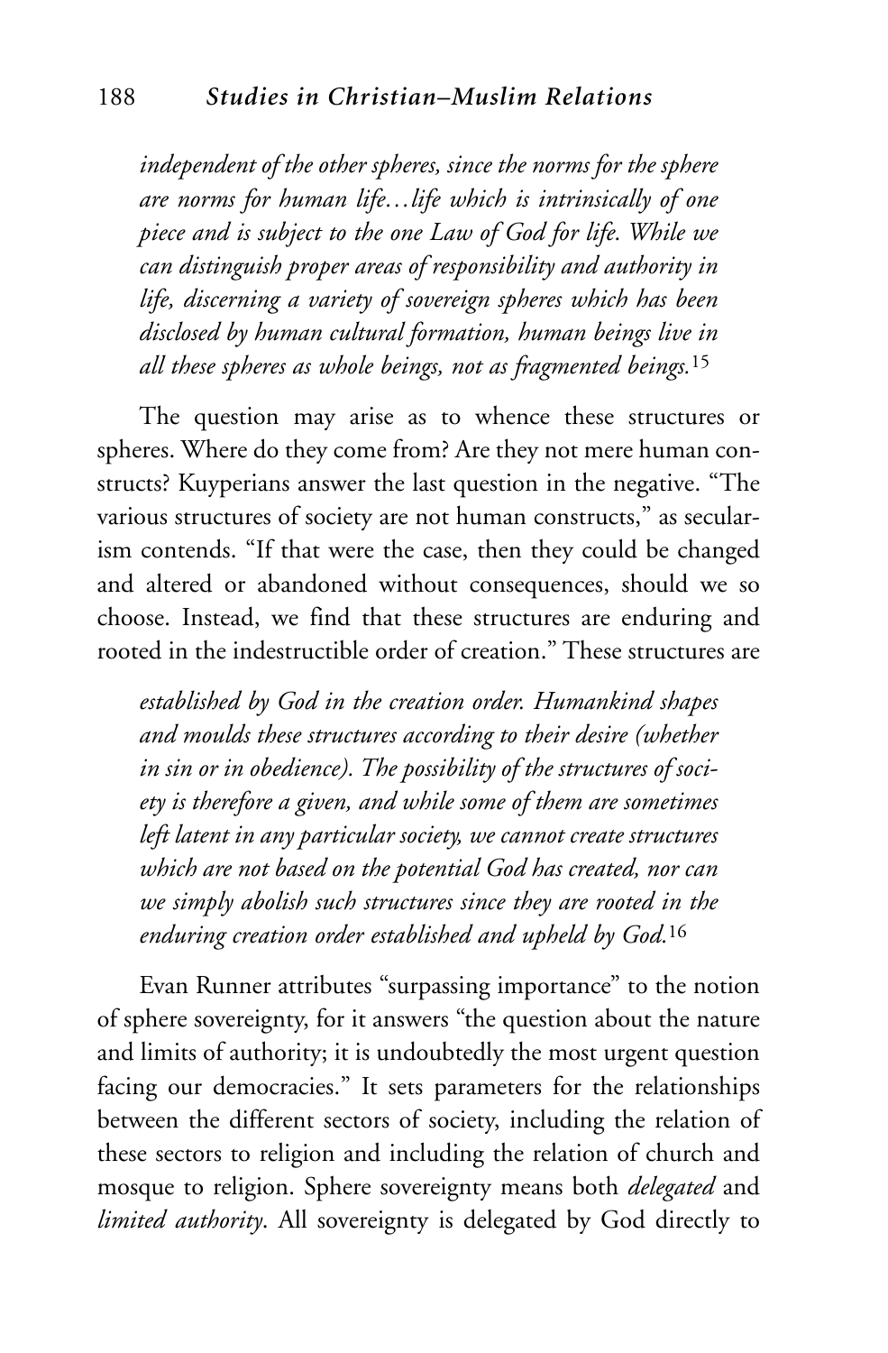*independent of the other spheres, since the norms for the sphere are norms for human life…life which is intrinsically of one piece and is subject to the one Law of God for life. While we can distinguish proper areas of responsibility and authority in life, discerning a variety of sovereign spheres which has been disclosed by human cultural formation, human beings live in all these spheres as whole beings, not as fragmented beings.*[15]

The question may arise as to whence these structures or spheres. Where do they come from? Are they not mere human constructs? Kuyperians answer the last question in the negative. "The various structures of society are not human constructs," as secularism contends. "If that were the case, then they could be changed and altered or abandoned without consequences, should we so choose. Instead, we find that these structures are enduring and rooted in the indestructible order of creation." These structures are

*established by God in the creation order. Humankind shapes and moulds these structures according to their desire (whether in sin or in obedience). The possibility of the structures of society is therefore a given, and while some of them are sometimes left latent in any particular society, we cannot create structures which are not based on the potential God has created, nor can we simply abolish such structures since they are rooted in the enduring creation order established and upheld by God.*[16]

Evan Runner attributes "surpassing importance" to the notion of sphere sovereignty, for it answers "the question about the nature and limits of authority; it is undoubtedly the most urgent question facing our democracies." It sets parameters for the relationships between the different sectors of society, including the relation of these sectors to religion and including the relation of church and mosque to religion. Sphere sovereignty means both *delegated* and *limited authority*. All sovereignty is delegated by God directly to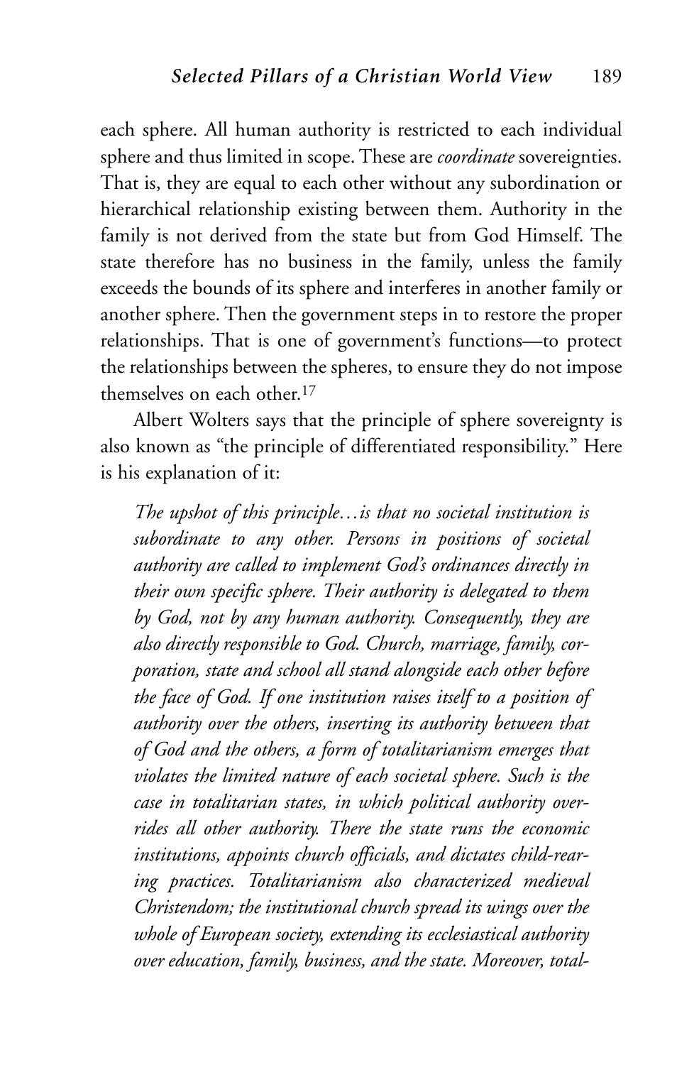each sphere. All human authority is restricted to each individual sphere and thus limited in scope. These are *coordinate* sovereignties. That is, they are equal to each other without any subordination or hierarchical relationship existing between them. Authority in the family is not derived from the state but from God Himself. The state therefore has no business in the family, unless the family exceeds the bounds of its sphere and interferes in another family or another sphere. Then the government steps in to restore the proper relationships. That is one of government's functions—to protect the relationships between the spheres, to ensure they do not impose themselves on each other.[17]

Albert Wolters says that the principle of sphere sovereignty is also known as "the principle of differentiated responsibility." Here is his explanation of it:

> *The upshot of this principle…is that no societal institution is subordinate to any other. Persons in positions of societal authority are called to implement God's ordinances directly in their own specific sphere. Their authority is delegated to them by God, not by any human authority. Consequently, they are also directly responsible to God. Church, marriage, family, corporation, state and school all stand alongside each other before the face of God. If one institution raises itself to a position of authority over the others, inserting its authority between that of God and the others, a form of totalitarianism emerges that violates the limited nature of each societal sphere. Such is the case in totalitarian states, in which political authority overrides all other authority. There the state runs the economic institutions, appoints church officials, and dictates child-rearing practices. Totalitarianism also characterized medieval Christendom; the institutional church spread its wings over the whole of European society, extending its ecclesiastical authority over education, family, business, and the state. Moreover, total-*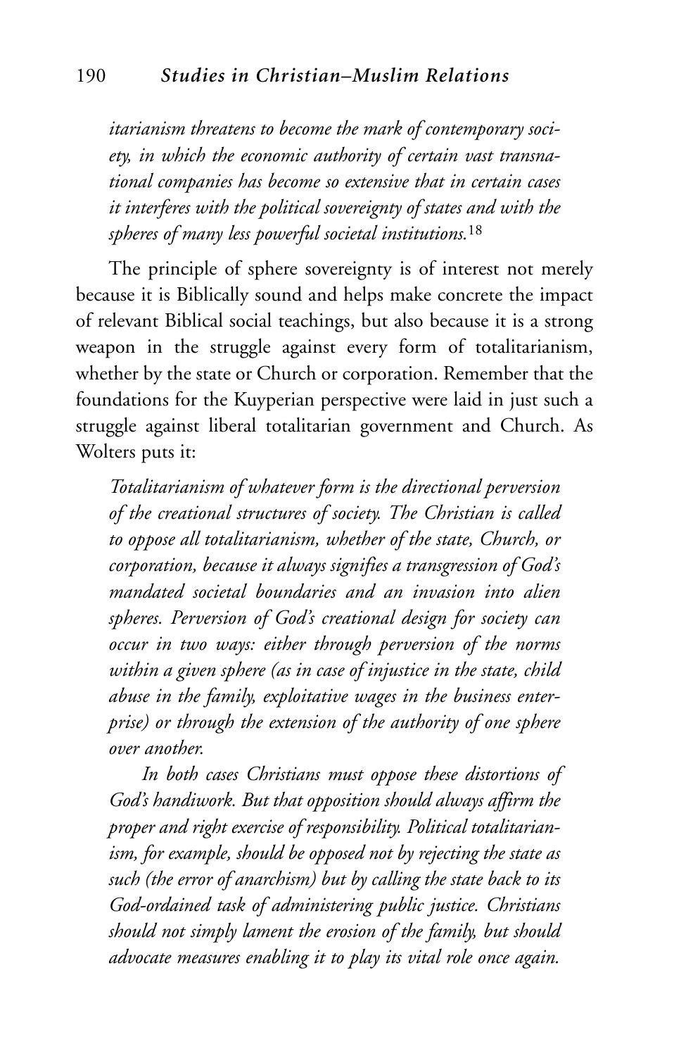*itarianism threatens to become the mark of contemporary society, in which the economic authority of certain vast transnational companies has become so extensive that in certain cases it interferes with the political sovereignty of states and with the spheres of many less powerful societal institutions.*[18]

The principle of sphere sovereignty is of interest not merely because it is Biblically sound and helps make concrete the impact of relevant Biblical social teachings, but also because it is a strong weapon in the struggle against every form of totalitarianism, whether by the state or Church or corporation. Remember that the foundations for the Kuyperian perspective were laid in just such a struggle against liberal totalitarian government and Church. As Wolters puts it:

> *Totalitarianism of whatever form is the directional perversion of the creational structures of society. The Christian is called to oppose all totalitarianism, whether of the state, Church, or corporation, because it always signifies a transgression of God's mandated societal boundaries and an invasion into alien spheres. Perversion of God's creational design for society can occur in two ways: either through perversion of the norms within a given sphere (as in case of injustice in the state, child abuse in the family, exploitative wages in the business enterprise) or through the extension of the authority of one sphere over another.*
>
> *In both cases Christians must oppose these distortions of God's handiwork. But that opposition should always affirm the proper and right exercise of responsibility. Political totalitarianism, for example, should be opposed not by rejecting the state as such (the error of anarchism) but by calling the state back to its God-ordained task of administering public justice. Christians should not simply lament the erosion of the family, but should advocate measures enabling it to play its vital role once again.*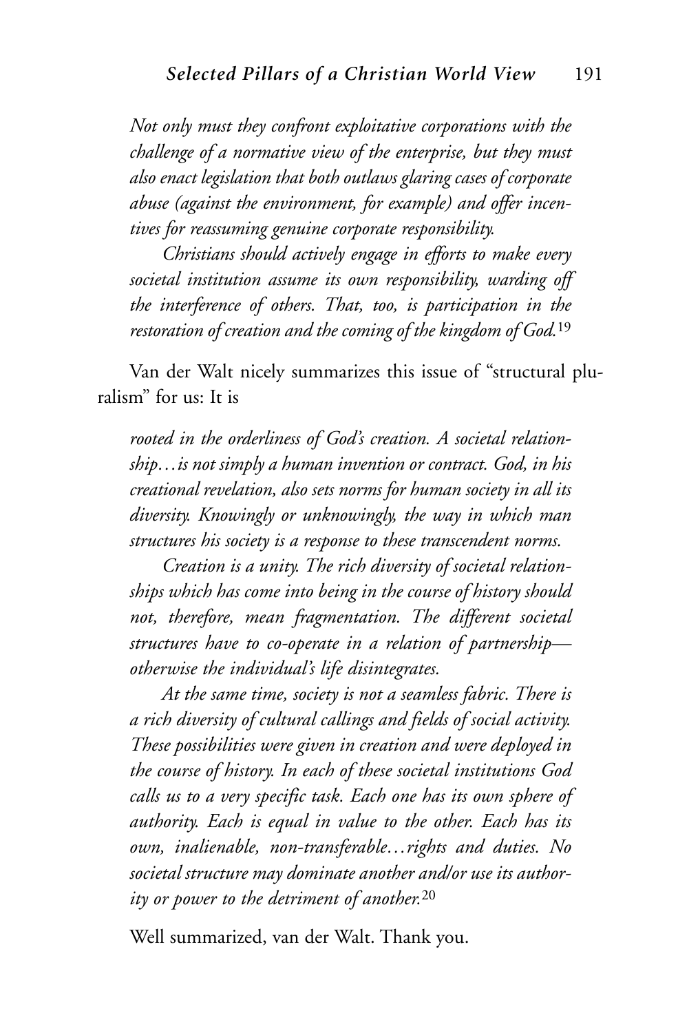*Not only must they confront exploitative corporations with the challenge of a normative view of the enterprise, but they must also enact legislation that both outlaws glaring cases of corporate abuse (against the environment, for example) and offer incentives for reassuming genuine corporate responsibility.*

*Christians should actively engage in efforts to make every societal institution assume its own responsibility, warding off the interference of others. That, too, is participation in the restoration of creation and the coming of the kingdom of God.*[19]

Van der Walt nicely summarizes this issue of "structural pluralism" for us: It is

*rooted in the orderliness of God's creation. A societal relationship…is not simply a human invention or contract. God, in his creational revelation, also sets norms for human society in all its diversity. Knowingly or unknowingly, the way in which man structures his society is a response to these transcendent norms.*

*Creation is a unity. The rich diversity of societal relationships which has come into being in the course of history should not, therefore, mean fragmentation. The different societal structures have to co-operate in a relation of partnership—otherwise the individual's life disintegrates.*

*At the same time, society is not a seamless fabric. There is a rich diversity of cultural callings and fields of social activity. These possibilities were given in creation and were deployed in the course of history. In each of these societal institutions God calls us to a very specific task. Each one has its own sphere of authority. Each is equal in value to the other. Each has its own, inalienable, non-transferable…rights and duties. No societal structure may dominate another and/or use its authority or power to the detriment of another.*[20]

Well summarized, van der Walt. Thank you.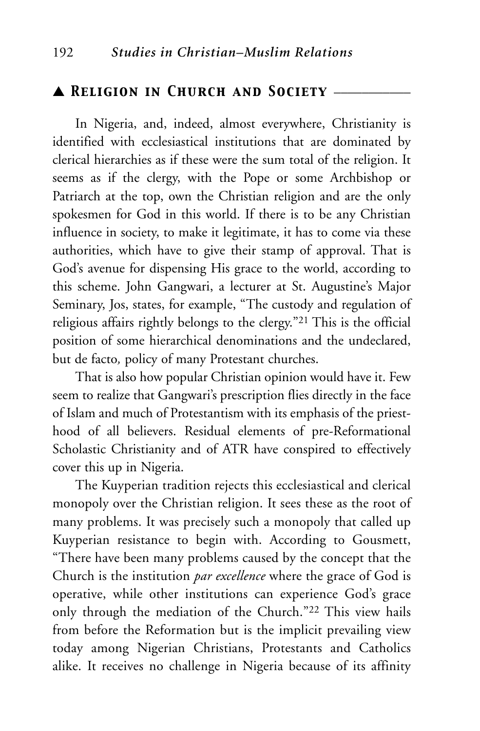## ▲ Religion in Church and Society

In Nigeria, and, indeed, almost everywhere, Christianity is identified with ecclesiastical institutions that are dominated by clerical hierarchies as if these were the sum total of the religion. It seems as if the clergy, with the Pope or some Archbishop or Patriarch at the top, own the Christian religion and are the only spokesmen for God in this world. If there is to be any Christian influence in society, to make it legitimate, it has to come via these authorities, which have to give their stamp of approval. That is God's avenue for dispensing His grace to the world, according to this scheme. John Gangwari, a lecturer at St. Augustine's Major Seminary, Jos, states, for example, "The custody and regulation of religious affairs rightly belongs to the clergy."[21] This is the official position of some hierarchical denominations and the undeclared, but de facto*,* policy of many Protestant churches.

That is also how popular Christian opinion would have it. Few seem to realize that Gangwari's prescription flies directly in the face of Islam and much of Protestantism with its emphasis of the priesthood of all believers. Residual elements of pre-Reformational Scholastic Christianity and of ATR have conspired to effectively cover this up in Nigeria.

The Kuyperian tradition rejects this ecclesiastical and clerical monopoly over the Christian religion. It sees these as the root of many problems. It was precisely such a monopoly that called up Kuyperian resistance to begin with. According to Gousmett, "There have been many problems caused by the concept that the Church is the institution *par excellence* where the grace of God is operative, while other institutions can experience God's grace only through the mediation of the Church."[22] This view hails from before the Reformation but is the implicit prevailing view today among Nigerian Christians, Protestants and Catholics alike. It receives no challenge in Nigeria because of its affinity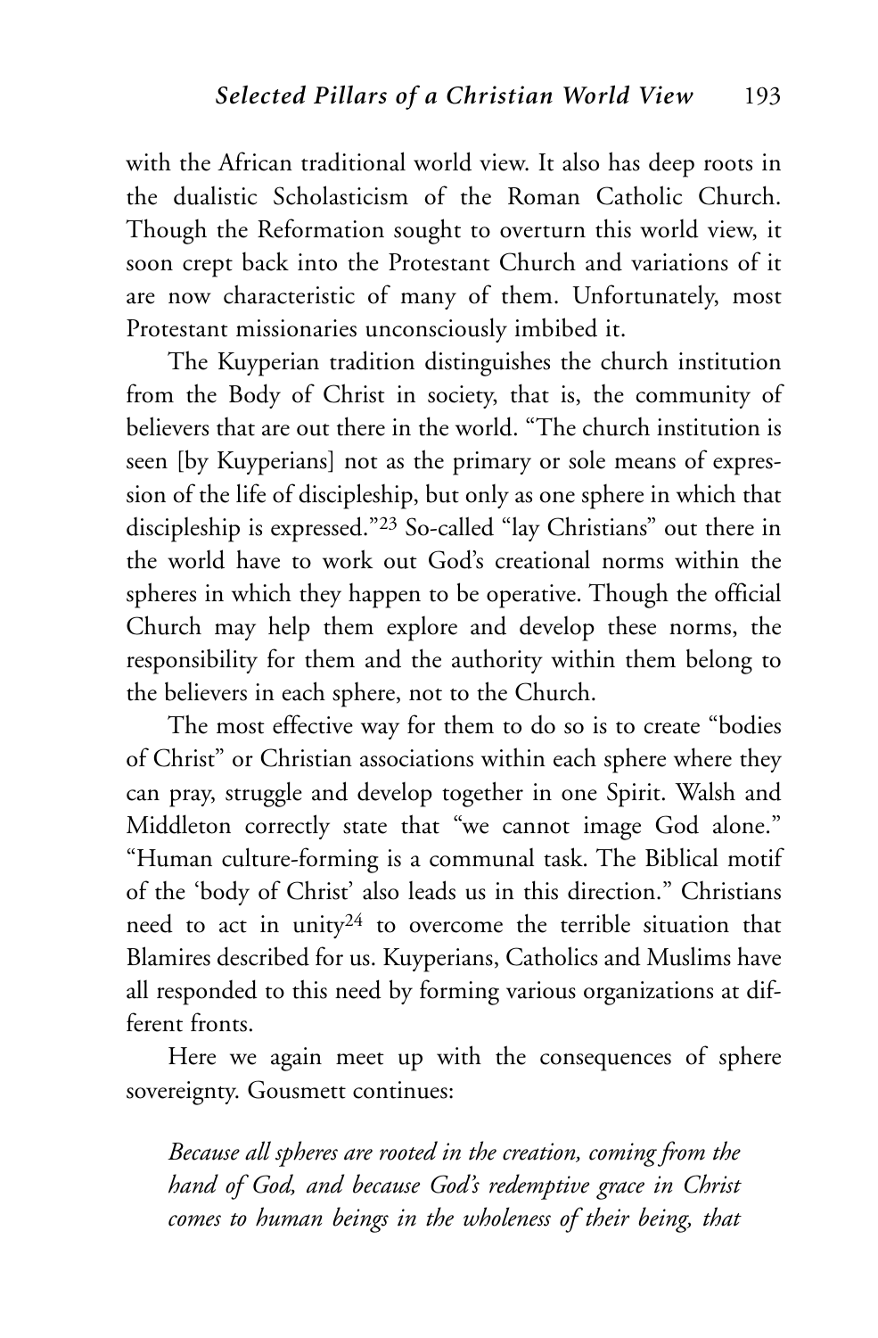with the African traditional world view. It also has deep roots in the dualistic Scholasticism of the Roman Catholic Church. Though the Reformation sought to overturn this world view, it soon crept back into the Protestant Church and variations of it are now characteristic of many of them. Unfortunately, most Protestant missionaries unconsciously imbibed it.

The Kuyperian tradition distinguishes the church institution from the Body of Christ in society, that is, the community of believers that are out there in the world. "The church institution is seen [by Kuyperians] not as the primary or sole means of expression of the life of discipleship, but only as one sphere in which that discipleship is expressed."[23] So-called "lay Christians" out there in the world have to work out God's creational norms within the spheres in which they happen to be operative. Though the official Church may help them explore and develop these norms, the responsibility for them and the authority within them belong to the believers in each sphere, not to the Church.

The most effective way for them to do so is to create "bodies of Christ" or Christian associations within each sphere where they can pray, struggle and develop together in one Spirit. Walsh and Middleton correctly state that "we cannot image God alone." "Human culture-forming is a communal task. The Biblical motif of the 'body of Christ' also leads us in this direction." Christians need to act in unity[24] to overcome the terrible situation that Blamires described for us. Kuyperians, Catholics and Muslims have all responded to this need by forming various organizations at different fronts.

Here we again meet up with the consequences of sphere sovereignty. Gousmett continues:

*Because all spheres are rooted in the creation, coming from the hand of God, and because God's redemptive grace in Christ comes to human beings in the wholeness of their being, that*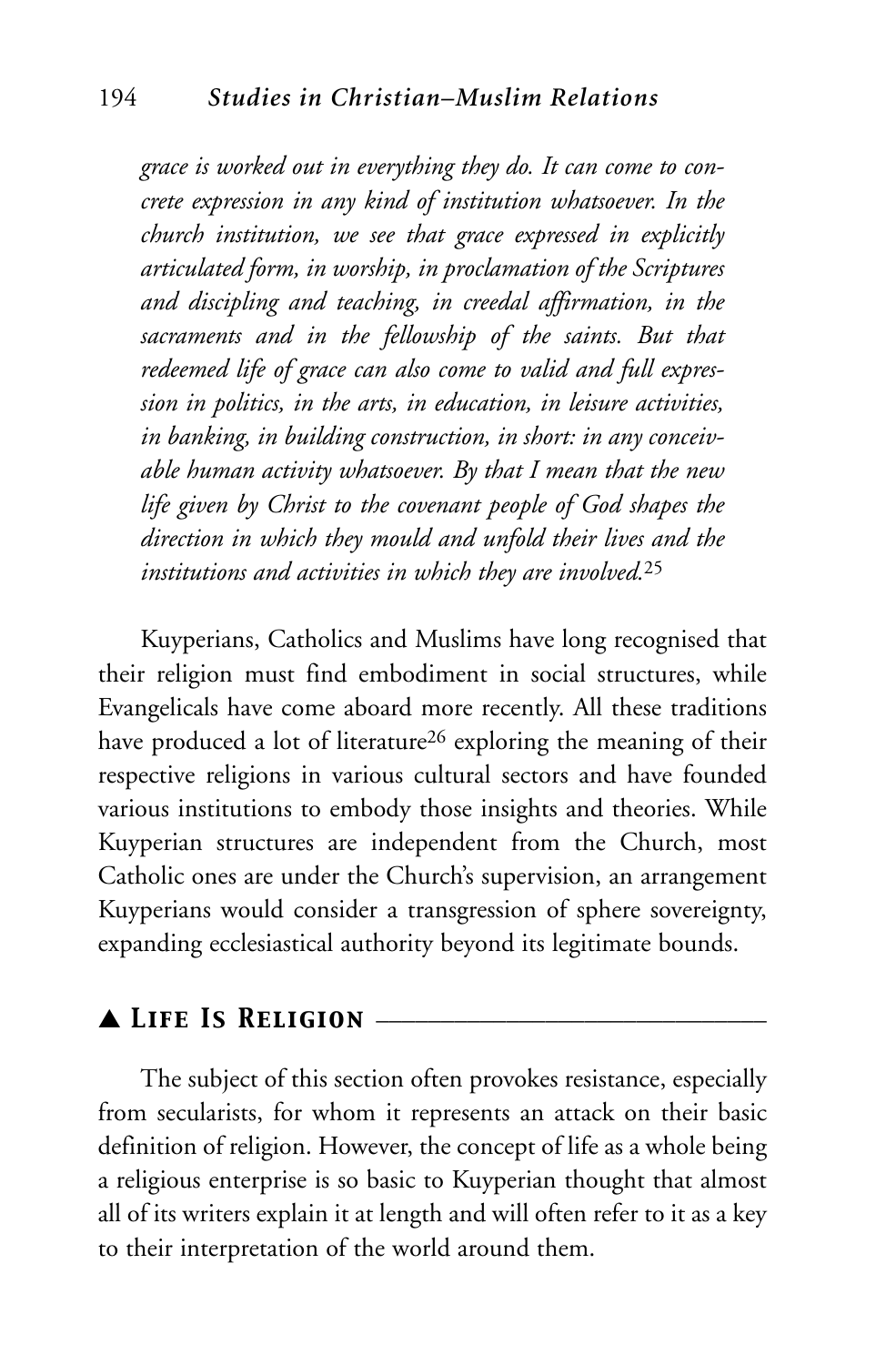*grace is worked out in everything they do. It can come to concrete expression in any kind of institution whatsoever. In the church institution, we see that grace expressed in explicitly articulated form, in worship, in proclamation of the Scriptures and discipling and teaching, in creedal affirmation, in the sacraments and in the fellowship of the saints. But that redeemed life of grace can also come to valid and full expression in politics, in the arts, in education, in leisure activities, in banking, in building construction, in short: in any conceivable human activity whatsoever. By that I mean that the new life given by Christ to the covenant people of God shapes the direction in which they mould and unfold their lives and the institutions and activities in which they are involved.*[25]

Kuyperians, Catholics and Muslims have long recognised that their religion must find embodiment in social structures, while Evangelicals have come aboard more recently. All these traditions have produced a lot of literature[26] exploring the meaning of their respective religions in various cultural sectors and have founded various institutions to embody those insights and theories. While Kuyperian structures are independent from the Church, most Catholic ones are under the Church's supervision, an arrangement Kuyperians would consider a transgression of sphere sovereignty, expanding ecclesiastical authority beyond its legitimate bounds.

## ▲ Life Is Religion

The subject of this section often provokes resistance, especially from secularists, for whom it represents an attack on their basic definition of religion. However, the concept of life as a whole being a religious enterprise is so basic to Kuyperian thought that almost all of its writers explain it at length and will often refer to it as a key to their interpretation of the world around them.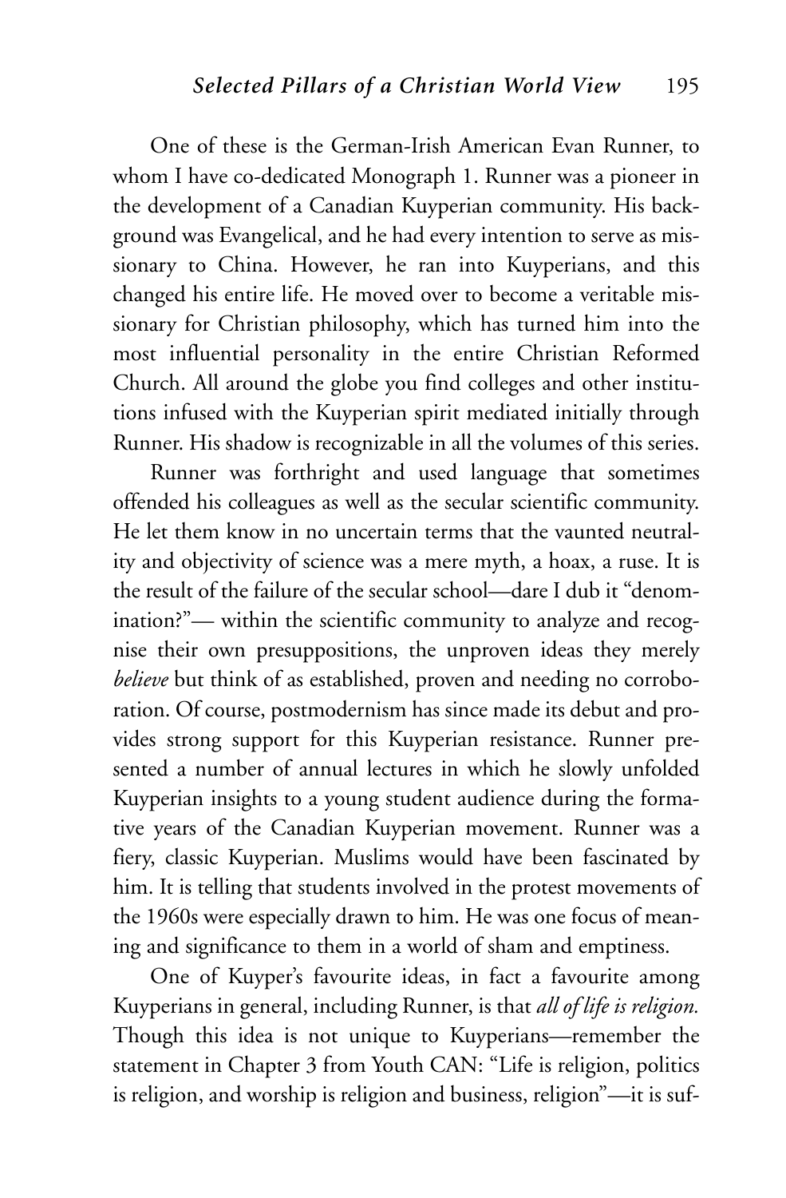One of these is the German-Irish American Evan Runner, to whom I have co-dedicated Monograph 1. Runner was a pioneer in the development of a Canadian Kuyperian community. His background was Evangelical, and he had every intention to serve as missionary to China. However, he ran into Kuyperians, and this changed his entire life. He moved over to become a veritable missionary for Christian philosophy, which has turned him into the most influential personality in the entire Christian Reformed Church. All around the globe you find colleges and other institutions infused with the Kuyperian spirit mediated initially through Runner. His shadow is recognizable in all the volumes of this series.

Runner was forthright and used language that sometimes offended his colleagues as well as the secular scientific community. He let them know in no uncertain terms that the vaunted neutrality and objectivity of science was a mere myth, a hoax, a ruse. It is the result of the failure of the secular school—dare I dub it "denomination?"— within the scientific community to analyze and recognise their own presuppositions, the unproven ideas they merely *believe* but think of as established, proven and needing no corroboration. Of course, postmodernism has since made its debut and provides strong support for this Kuyperian resistance. Runner presented a number of annual lectures in which he slowly unfolded Kuyperian insights to a young student audience during the formative years of the Canadian Kuyperian movement. Runner was a fiery, classic Kuyperian. Muslims would have been fascinated by him. It is telling that students involved in the protest movements of the 1960s were especially drawn to him. He was one focus of meaning and significance to them in a world of sham and emptiness.

One of Kuyper's favourite ideas, in fact a favourite among Kuyperians in general, including Runner, is that *all of life is religion.* Though this idea is not unique to Kuyperians—remember the statement in Chapter 3 from Youth CAN: "Life is religion, politics is religion, and worship is religion and business, religion"—it is suf-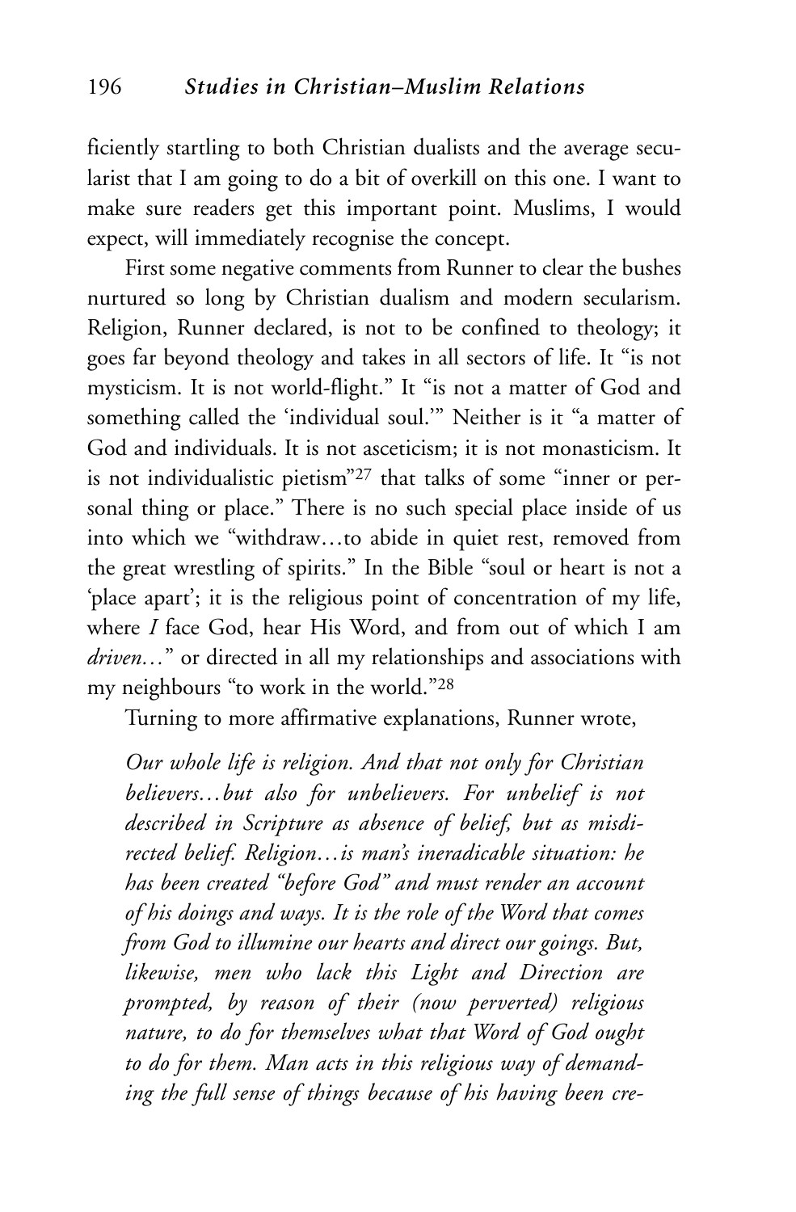ficiently startling to both Christian dualists and the average secularist that I am going to do a bit of overkill on this one. I want to make sure readers get this important point. Muslims, I would expect, will immediately recognise the concept.

First some negative comments from Runner to clear the bushes nurtured so long by Christian dualism and modern secularism. Religion, Runner declared, is not to be confined to theology; it goes far beyond theology and takes in all sectors of life. It "is not mysticism. It is not world-flight." It "is not a matter of God and something called the 'individual soul.'" Neither is it "a matter of God and individuals. It is not asceticism; it is not monasticism. It is not individualistic pietism"[27] that talks of some "inner or personal thing or place." There is no such special place inside of us into which we "withdraw…to abide in quiet rest, removed from the great wrestling of spirits." In the Bible "soul or heart is not a 'place apart'; it is the religious point of concentration of my life, where *I* face God, hear His Word, and from out of which I am *driven…*" or directed in all my relationships and associations with my neighbours "to work in the world."[28]

Turning to more affirmative explanations, Runner wrote,

> *Our whole life is religion. And that not only for Christian believers…but also for unbelievers. For unbelief is not described in Scripture as absence of belief, but as misdirected belief. Religion…is man's ineradicable situation: he has been created "before God" and must render an account of his doings and ways. It is the role of the Word that comes from God to illumine our hearts and direct our goings. But, likewise, men who lack this Light and Direction are prompted, by reason of their (now perverted) religious nature, to do for themselves what that Word of God ought to do for them. Man acts in this religious way of demanding the full sense of things because of his having been cre-*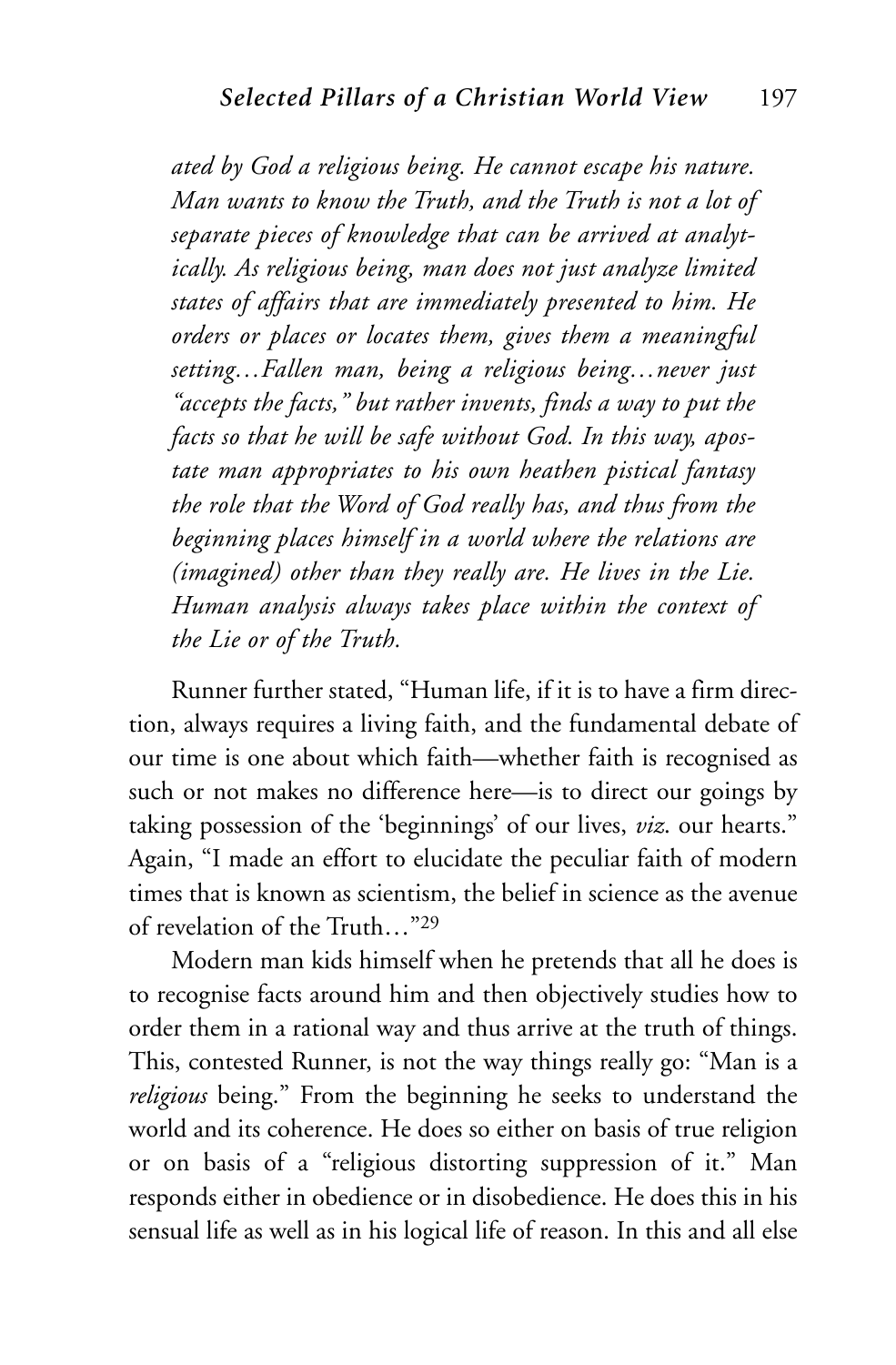*ated by God a religious being. He cannot escape his nature. Man wants to know the Truth, and the Truth is not a lot of separate pieces of knowledge that can be arrived at analytically. As religious being, man does not just analyze limited states of affairs that are immediately presented to him. He orders or places or locates them, gives them a meaningful setting…Fallen man, being a religious being…never just "accepts the facts," but rather invents, finds a way to put the facts so that he will be safe without God. In this way, apostate man appropriates to his own heathen pistical fantasy the role that the Word of God really has, and thus from the beginning places himself in a world where the relations are (imagined) other than they really are. He lives in the Lie. Human analysis always takes place within the context of the Lie or of the Truth.*

Runner further stated, "Human life, if it is to have a firm direction, always requires a living faith, and the fundamental debate of our time is one about which faith—whether faith is recognised as such or not makes no difference here—is to direct our goings by taking possession of the 'beginnings' of our lives, *viz.* our hearts." Again, "I made an effort to elucidate the peculiar faith of modern times that is known as scientism, the belief in science as the avenue of revelation of the Truth…"[29]

Modern man kids himself when he pretends that all he does is to recognise facts around him and then objectively studies how to order them in a rational way and thus arrive at the truth of things. This, contested Runner, is not the way things really go: "Man is a *religious* being." From the beginning he seeks to understand the world and its coherence. He does so either on basis of true religion or on basis of a "religious distorting suppression of it." Man responds either in obedience or in disobedience. He does this in his sensual life as well as in his logical life of reason. In this and all else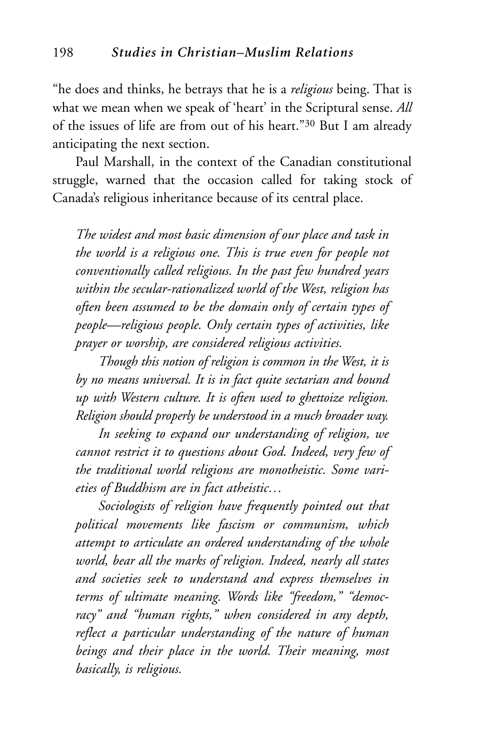"he does and thinks, he betrays that he is a *religious* being. That is what we mean when we speak of 'heart' in the Scriptural sense. *All* of the issues of life are from out of his heart."[30] But I am already anticipating the next section.

Paul Marshall, in the context of the Canadian constitutional struggle, warned that the occasion called for taking stock of Canada's religious inheritance because of its central place.

> *The widest and most basic dimension of our place and task in the world is a religious one. This is true even for people not conventionally called religious. In the past few hundred years within the secular-rationalized world of the West, religion has often been assumed to be the domain only of certain types of people—religious people. Only certain types of activities, like prayer or worship, are considered religious activities.*
>
> *Though this notion of religion is common in the West, it is by no means universal. It is in fact quite sectarian and bound up with Western culture. It is often used to ghettoize religion. Religion should properly be understood in a much broader way.*
>
> *In seeking to expand our understanding of religion, we cannot restrict it to questions about God. Indeed, very few of the traditional world religions are monotheistic. Some varieties of Buddhism are in fact atheistic…*
>
> *Sociologists of religion have frequently pointed out that political movements like fascism or communism, which attempt to articulate an ordered understanding of the whole world, bear all the marks of religion. Indeed, nearly all states and societies seek to understand and express themselves in terms of ultimate meaning. Words like "freedom," "democracy" and "human rights," when considered in any depth, reflect a particular understanding of the nature of human beings and their place in the world. Their meaning, most basically, is religious.*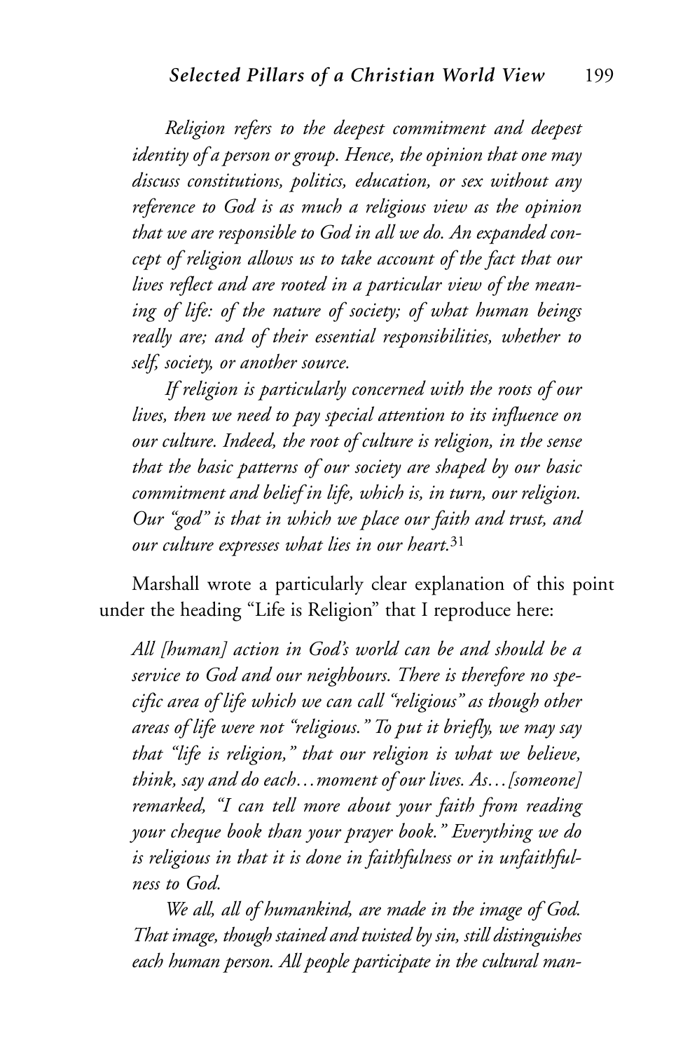*Religion refers to the deepest commitment and deepest identity of a person or group. Hence, the opinion that one may discuss constitutions, politics, education, or sex without any reference to God is as much a religious view as the opinion that we are responsible to God in all we do. An expanded concept of religion allows us to take account of the fact that our lives reflect and are rooted in a particular view of the meaning of life: of the nature of society; of what human beings really are; and of their essential responsibilities, whether to self, society, or another source.*

*If religion is particularly concerned with the roots of our lives, then we need to pay special attention to its influence on our culture. Indeed, the root of culture is religion, in the sense that the basic patterns of our society are shaped by our basic commitment and belief in life, which is, in turn, our religion. Our "god" is that in which we place our faith and trust, and our culture expresses what lies in our heart.*[31]

Marshall wrote a particularly clear explanation of this point under the heading "Life is Religion" that I reproduce here:

*All [human] action in God's world can be and should be a service to God and our neighbours. There is therefore no specific area of life which we can call "religious" as though other areas of life were not "religious." To put it briefly, we may say that "life is religion," that our religion is what we believe, think, say and do each…moment of our lives. As…[someone] remarked, "I can tell more about your faith from reading your cheque book than your prayer book." Everything we do is religious in that it is done in faithfulness or in unfaithfulness to God.*

*We all, all of humankind, are made in the image of God. That image, though stained and twisted by sin, still distinguishes each human person. All people participate in the cultural man-*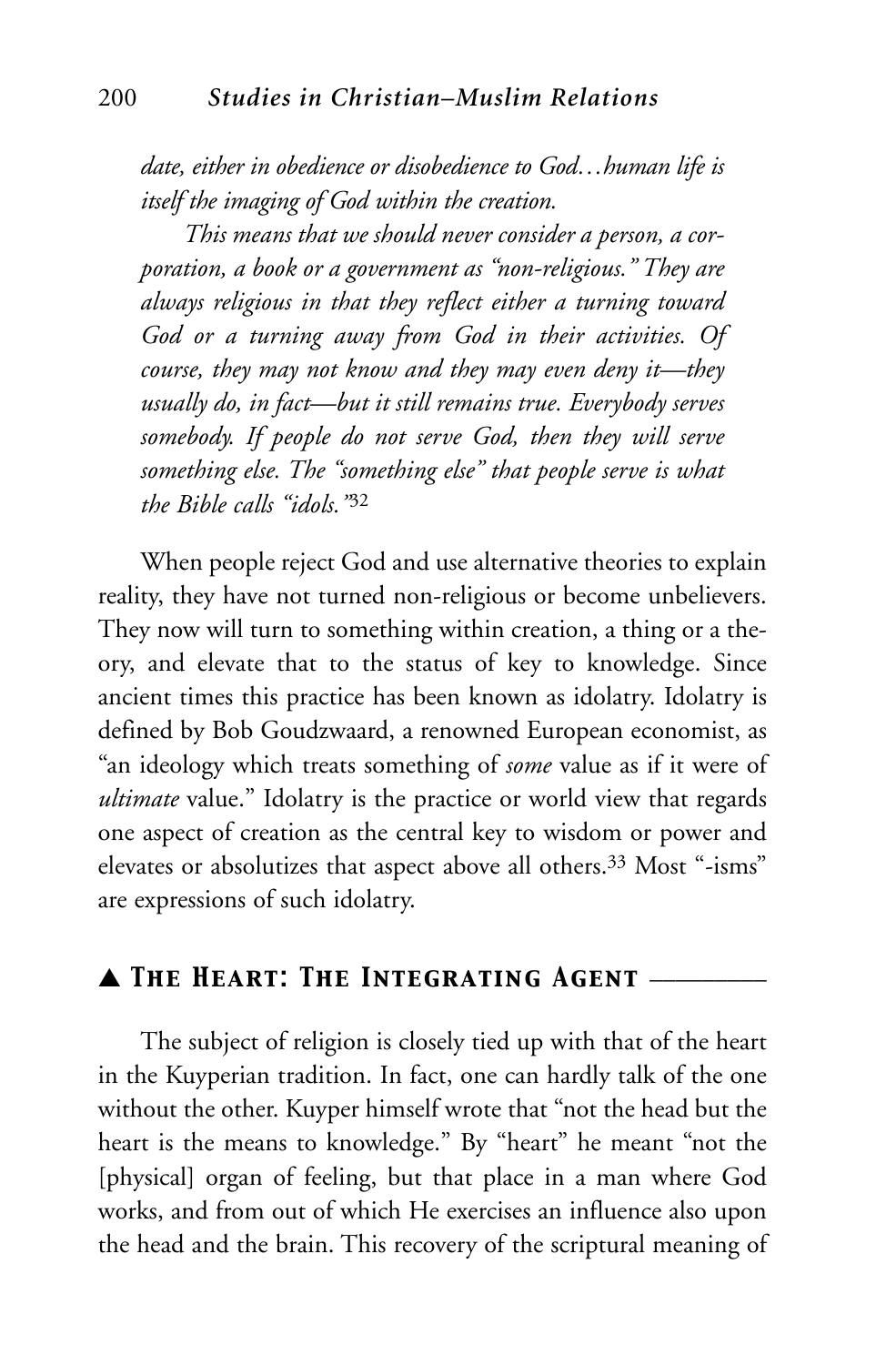*date, either in obedience or disobedience to God…human life is itself the imaging of God within the creation.*

*This means that we should never consider a person, a corporation, a book or a government as "non-religious." They are always religious in that they reflect either a turning toward God or a turning away from God in their activities. Of course, they may not know and they may even deny it—they usually do, in fact—but it still remains true. Everybody serves somebody. If people do not serve God, then they will serve something else. The "something else" that people serve is what the Bible calls "idols."*[32]

When people reject God and use alternative theories to explain reality, they have not turned non-religious or become unbelievers. They now will turn to something within creation, a thing or a theory, and elevate that to the status of key to knowledge. Since ancient times this practice has been known as idolatry. Idolatry is defined by Bob Goudzwaard, a renowned European economist, as "an ideology which treats something of *some* value as if it were of *ultimate* value." Idolatry is the practice or world view that regards one aspect of creation as the central key to wisdom or power and elevates or absolutizes that aspect above all others.[33] Most "-isms" are expressions of such idolatry.

## ▲ The Heart: The Integrating Agent

The subject of religion is closely tied up with that of the heart in the Kuyperian tradition. In fact, one can hardly talk of the one without the other. Kuyper himself wrote that "not the head but the heart is the means to knowledge." By "heart" he meant "not the [physical] organ of feeling, but that place in a man where God works, and from out of which He exercises an influence also upon the head and the brain. This recovery of the scriptural meaning of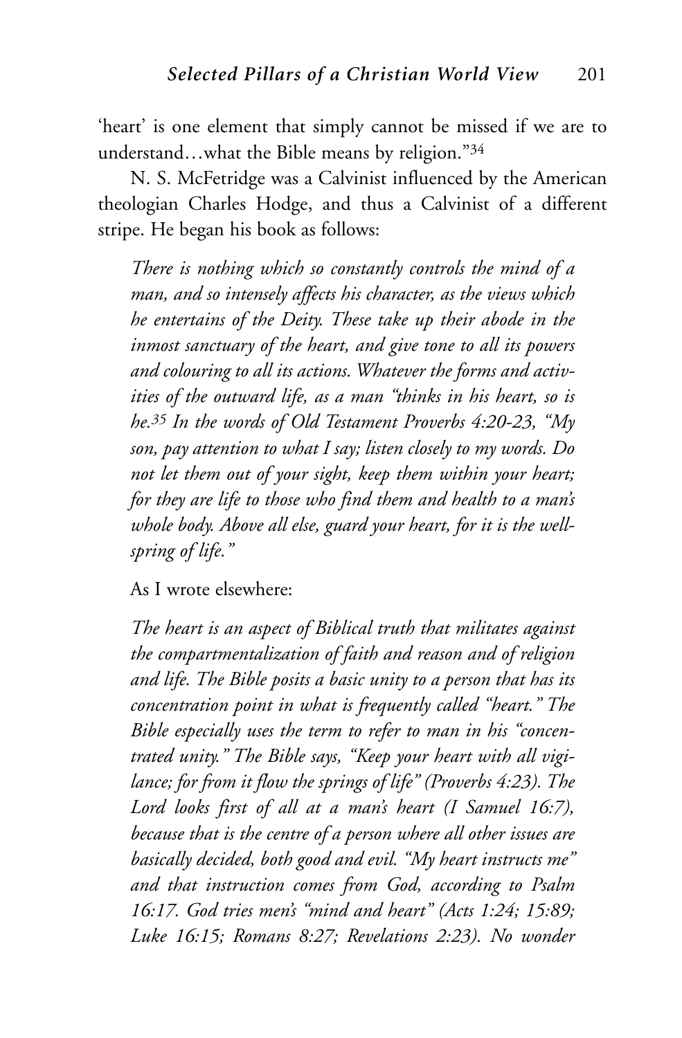'heart' is one element that simply cannot be missed if we are to understand…what the Bible means by religion."[34]

N. S. McFetridge was a Calvinist influenced by the American theologian Charles Hodge, and thus a Calvinist of a different stripe. He began his book as follows:

> *There is nothing which so constantly controls the mind of a man, and so intensely affects his character, as the views which he entertains of the Deity. These take up their abode in the inmost sanctuary of the heart, and give tone to all its powers and colouring to all its actions. Whatever the forms and activities of the outward life, as a man "thinks in his heart, so is he.*[35] *In the words of Old Testament Proverbs 4:20-23, "My son, pay attention to what I say; listen closely to my words. Do not let them out of your sight, keep them within your heart; for they are life to those who find them and health to a man's whole body. Above all else, guard your heart, for it is the wellspring of life."*

As I wrote elsewhere:

> *The heart is an aspect of Biblical truth that militates against the compartmentalization of faith and reason and of religion and life. The Bible posits a basic unity to a person that has its concentration point in what is frequently called "heart." The Bible especially uses the term to refer to man in his "concentrated unity." The Bible says, "Keep your heart with all vigilance; for from it flow the springs of life" (Proverbs 4:23). The Lord looks first of all at a man's heart (I Samuel 16:7), because that is the centre of a person where all other issues are basically decided, both good and evil. "My heart instructs me" and that instruction comes from God, according to Psalm 16:17. God tries men's "mind and heart" (Acts 1:24; 15:89; Luke 16:15; Romans 8:27; Revelations 2:23). No wonder*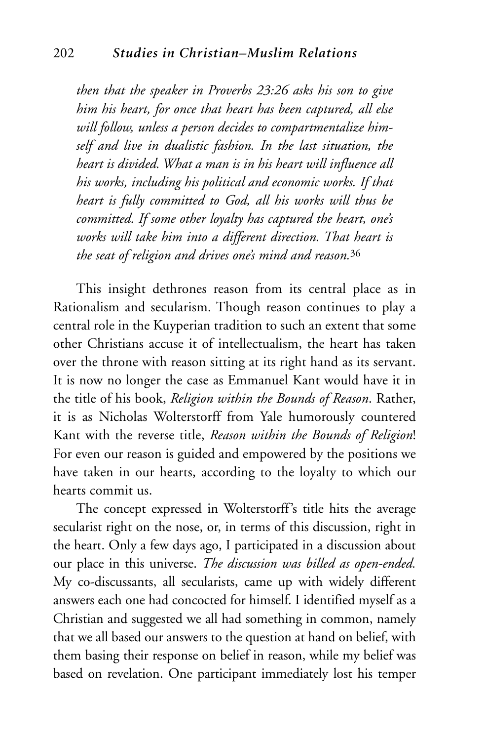*then that the speaker in Proverbs 23:26 asks his son to give him his heart, for once that heart has been captured, all else will follow, unless a person decides to compartmentalize himself and live in dualistic fashion. In the last situation, the heart is divided. What a man is in his heart will influence all his works, including his political and economic works. If that heart is fully committed to God, all his works will thus be committed. If some other loyalty has captured the heart, one's works will take him into a different direction. That heart is the seat of religion and drives one's mind and reason.*[36]

This insight dethrones reason from its central place as in Rationalism and secularism. Though reason continues to play a central role in the Kuyperian tradition to such an extent that some other Christians accuse it of intellectualism, the heart has taken over the throne with reason sitting at its right hand as its servant. It is now no longer the case as Emmanuel Kant would have it in the title of his book, *Religion within the Bounds of Reason*. Rather, it is as Nicholas Wolterstorff from Yale humorously countered Kant with the reverse title, *Reason within the Bounds of Religion*! For even our reason is guided and empowered by the positions we have taken in our hearts, according to the loyalty to which our hearts commit us.

The concept expressed in Wolterstorff's title hits the average secularist right on the nose, or, in terms of this discussion, right in the heart. Only a few days ago, I participated in a discussion about our place in this universe. *The discussion was billed as open-ended.* My co-discussants, all secularists, came up with widely different answers each one had concocted for himself. I identified myself as a Christian and suggested we all had something in common, namely that we all based our answers to the question at hand on belief, with them basing their response on belief in reason, while my belief was based on revelation. One participant immediately lost his temper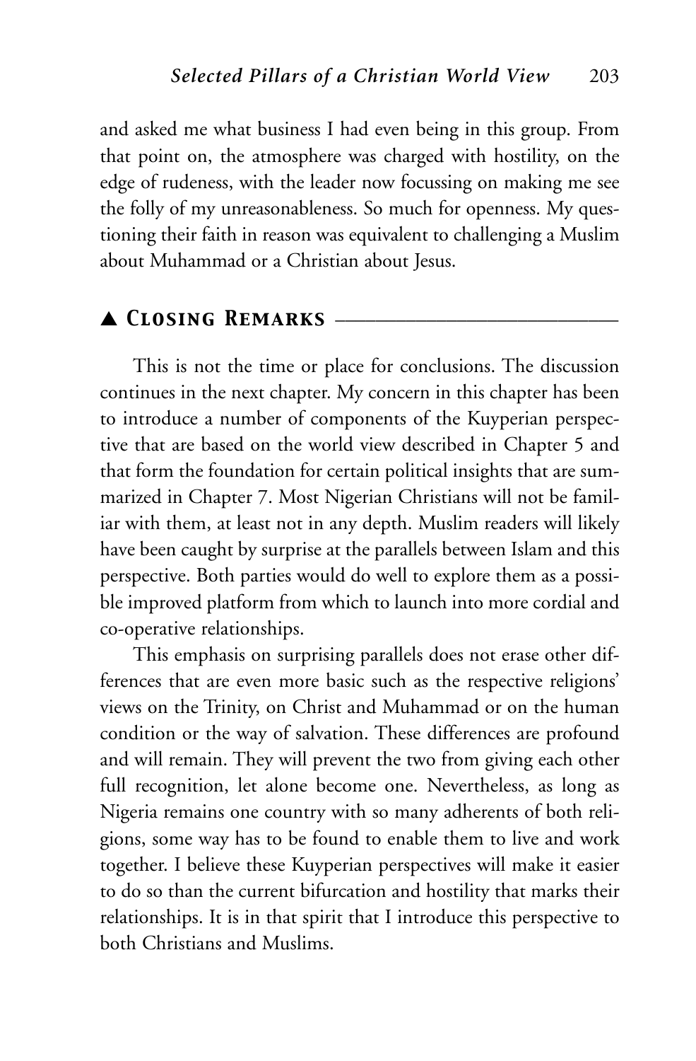and asked me what business I had even being in this group. From that point on, the atmosphere was charged with hostility, on the edge of rudeness, with the leader now focussing on making me see the folly of my unreasonableness. So much for openness. My questioning their faith in reason was equivalent to challenging a Muslim about Muhammad or a Christian about Jesus.

## ▲ Closing Remarks

This is not the time or place for conclusions. The discussion continues in the next chapter. My concern in this chapter has been to introduce a number of components of the Kuyperian perspective that are based on the world view described in Chapter 5 and that form the foundation for certain political insights that are summarized in Chapter 7. Most Nigerian Christians will not be familiar with them, at least not in any depth. Muslim readers will likely have been caught by surprise at the parallels between Islam and this perspective. Both parties would do well to explore them as a possible improved platform from which to launch into more cordial and co-operative relationships.

This emphasis on surprising parallels does not erase other differences that are even more basic such as the respective religions' views on the Trinity, on Christ and Muhammad or on the human condition or the way of salvation. These differences are profound and will remain. They will prevent the two from giving each other full recognition, let alone become one. Nevertheless, as long as Nigeria remains one country with so many adherents of both religions, some way has to be found to enable them to live and work together. I believe these Kuyperian perspectives will make it easier to do so than the current bifurcation and hostility that marks their relationships. It is in that spirit that I introduce this perspective to both Christians and Muslims.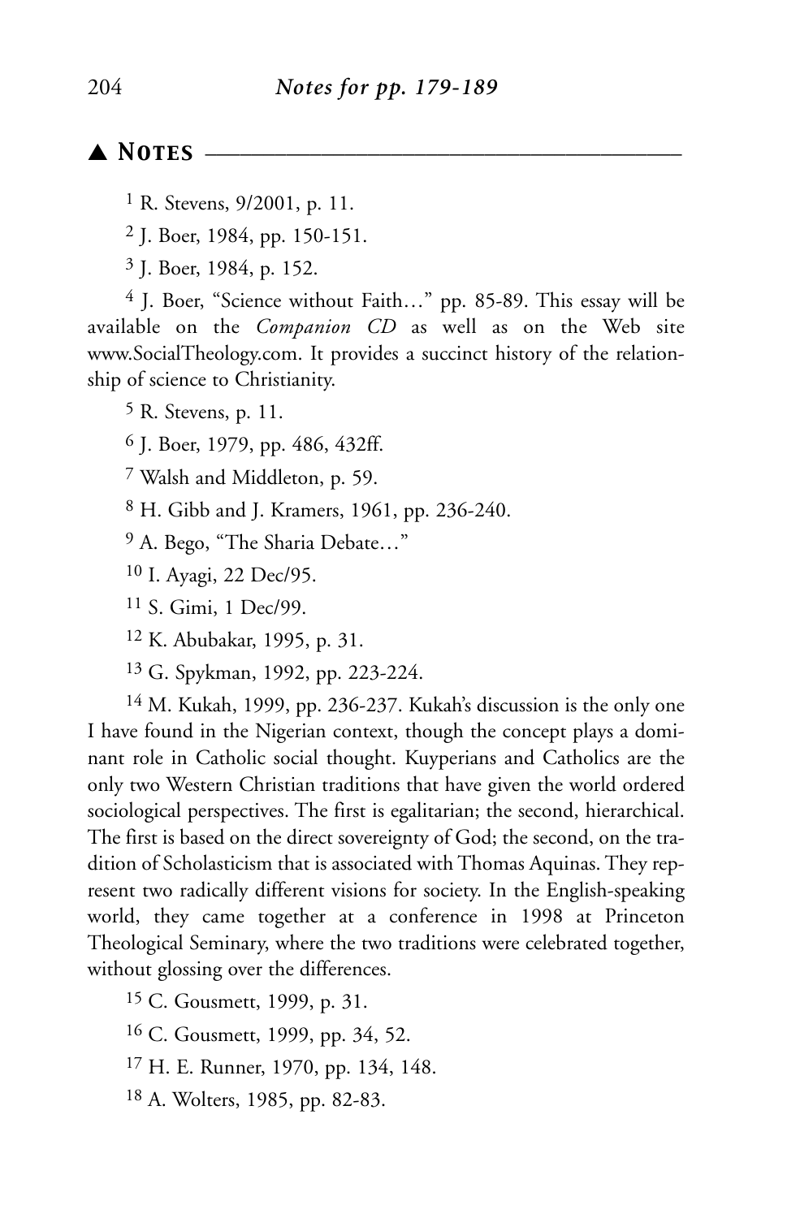## ▲ Notes

[1] R. Stevens, 9/2001, p. 11.

[2] J. Boer, 1984, pp. 150-151.

[3] J. Boer, 1984, p. 152.

[4] J. Boer, "Science without Faith…" pp. 85-89. This essay will be available on the *Companion CD* as well as on the Web site www.SocialTheology.com. It provides a succinct history of the relationship of science to Christianity.

[5] R. Stevens, p. 11.

[6] J. Boer, 1979, pp. 486, 432ff.

[7] Walsh and Middleton, p. 59.

[8] H. Gibb and J. Kramers, 1961, pp. 236-240.

[9] A. Bego, "The Sharia Debate…"

[10] I. Ayagi, 22 Dec/95.

[11] S. Gimi, 1 Dec/99.

[12] K. Abubakar, 1995, p. 31.

[13] G. Spykman, 1992, pp. 223-224.

[14] M. Kukah, 1999, pp. 236-237. Kukah's discussion is the only one I have found in the Nigerian context, though the concept plays a dominant role in Catholic social thought. Kuyperians and Catholics are the only two Western Christian traditions that have given the world ordered sociological perspectives. The first is egalitarian; the second, hierarchical. The first is based on the direct sovereignty of God; the second, on the tradition of Scholasticism that is associated with Thomas Aquinas. They represent two radically different visions for society. In the English-speaking world, they came together at a conference in 1998 at Princeton Theological Seminary, where the two traditions were celebrated together, without glossing over the differences.

[15] C. Gousmett, 1999, p. 31.

[16] C. Gousmett, 1999, pp. 34, 52.

[17] H. E. Runner, 1970, pp. 134, 148.

[18] A. Wolters, 1985, pp. 82-83.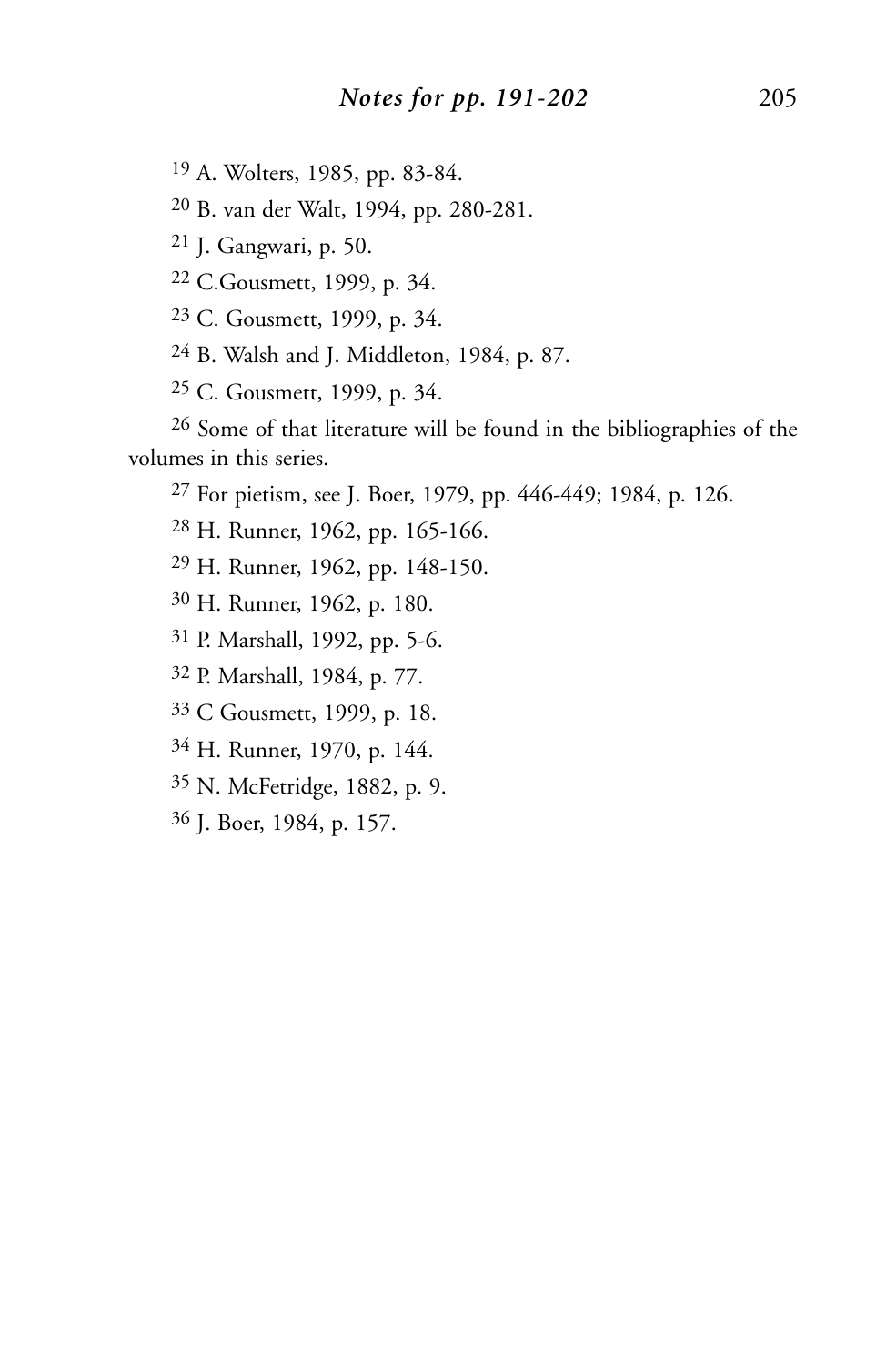[19] A. Wolters, 1985, pp. 83-84.

[20] B. van der Walt, 1994, pp. 280-281.

[21] J. Gangwari, p. 50.

[22] C.Gousmett, 1999, p. 34.

[23] C. Gousmett, 1999, p. 34.

[24] B. Walsh and J. Middleton, 1984, p. 87.

[25] C. Gousmett, 1999, p. 34.

[26] Some of that literature will be found in the bibliographies of the volumes in this series.

[27] For pietism, see J. Boer, 1979, pp. 446-449; 1984, p. 126.

[28] H. Runner, 1962, pp. 165-166.

[29] H. Runner, 1962, pp. 148-150.

[30] H. Runner, 1962, p. 180.

[31] P. Marshall, 1992, pp. 5-6.

[32] P. Marshall, 1984, p. 77.

[33] C Gousmett, 1999, p. 18.

[34] H. Runner, 1970, p. 144.

[35] N. McFetridge, 1882, p. 9.

[36] J. Boer, 1984, p. 157.